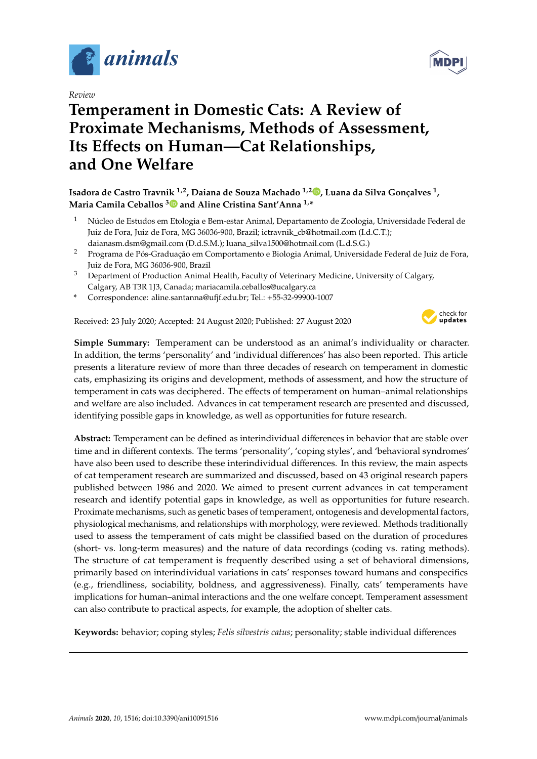*Review*

# Temperament in Domestic Cats: A Review of Proximate Mechanisms, Methods of Assessment, Its Effects on Human—Cat Relationships, and One Welfare

**Isadora de Castro Travnik [1,2], Daiana de Souza Machado [1,2], Luana da Silva Gonçalves [1], Maria Camila Ceballos [3] and Aline Cristina Sant'Anna [1,*]**

[1] Núcleo de Estudos em Etologia e Bem-estar Animal, Departamento de Zoologia, Universidade Federal de Juiz de Fora, Juiz de Fora, MG 36036-900, Brazil; ictravnik_cb@hotmail.com (I.d.C.T.); daianasm.dsm@gmail.com (D.d.S.M.); luana_silva1500@hotmail.com (L.d.S.G.)

[2] Programa de Pós-Graduação em Comportamento e Biologia Animal, Universidade Federal de Juiz de Fora, Juiz de Fora, MG 36036-900, Brazil

[3] Department of Production Animal Health, Faculty of Veterinary Medicine, University of Calgary, Calgary, AB T3R 1J3, Canada; mariacamila.ceballos@ucalgary.ca

[*] Correspondence: aline.santanna@ufjf.edu.br; Tel.: +55-32-99900-1007

Received: 23 July 2020; Accepted: 24 August 2020; Published: 27 August 2020

**Simple Summary:** Temperament can be understood as an animal's individuality or character. In addition, the terms 'personality' and 'individual differences' has also been reported. This article presents a literature review of more than three decades of research on temperament in domestic cats, emphasizing its origins and development, methods of assessment, and how the structure of temperament in cats was deciphered. The effects of temperament on human–animal relationships and welfare are also included. Advances in cat temperament research are presented and discussed, identifying possible gaps in knowledge, as well as opportunities for future research.

**Abstract:** Temperament can be defined as interindividual differences in behavior that are stable over time and in different contexts. The terms 'personality', 'coping styles', and 'behavioral syndromes' have also been used to describe these interindividual differences. In this review, the main aspects of cat temperament research are summarized and discussed, based on 43 original research papers published between 1986 and 2020. We aimed to present current advances in cat temperament research and identify potential gaps in knowledge, as well as opportunities for future research. Proximate mechanisms, such as genetic bases of temperament, ontogenesis and developmental factors, physiological mechanisms, and relationships with morphology, were reviewed. Methods traditionally used to assess the temperament of cats might be classified based on the duration of procedures (short- vs. long-term measures) and the nature of data recordings (coding vs. rating methods). The structure of cat temperament is frequently described using a set of behavioral dimensions, primarily based on interindividual variations in cats' responses toward humans and conspecifics (e.g., friendliness, sociability, boldness, and aggressiveness). Finally, cats' temperaments have implications for human–animal interactions and the one welfare concept. Temperament assessment can also contribute to practical aspects, for example, the adoption of shelter cats.

**Keywords:** behavior; coping styles; *Felis silvestris catus*; personality; stable individual differences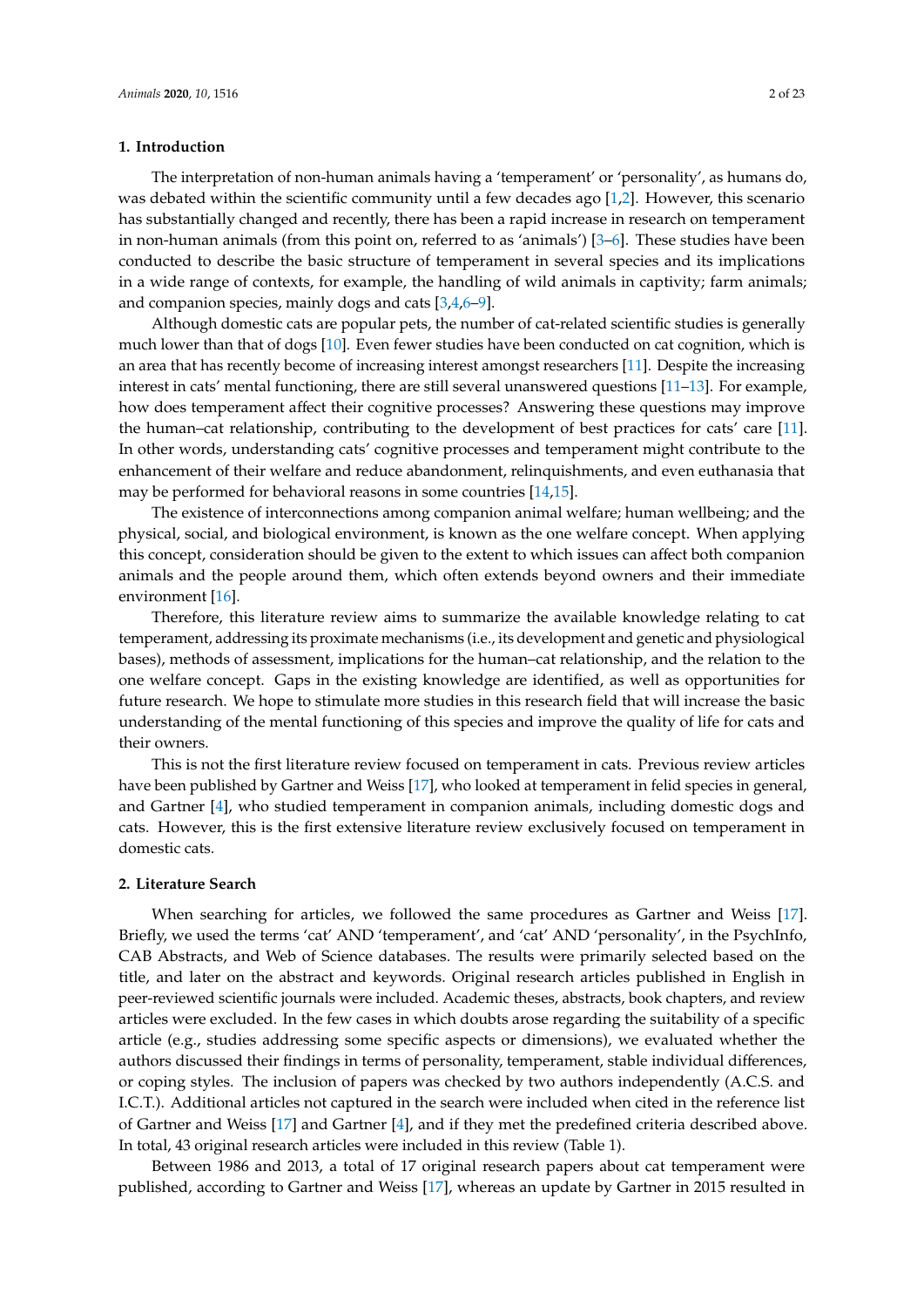## 1. Introduction

The interpretation of non-human animals having a 'temperament' or 'personality', as humans do, was debated within the scientific community until a few decades ago [1,2]. However, this scenario has substantially changed and recently, there has been a rapid increase in research on temperament in non-human animals (from this point on, referred to as 'animals') [3–6]. These studies have been conducted to describe the basic structure of temperament in several species and its implications in a wide range of contexts, for example, the handling of wild animals in captivity; farm animals; and companion species, mainly dogs and cats [3,4,6–9].

Although domestic cats are popular pets, the number of cat-related scientific studies is generally much lower than that of dogs [10]. Even fewer studies have been conducted on cat cognition, which is an area that has recently become of increasing interest amongst researchers [11]. Despite the increasing interest in cats' mental functioning, there are still several unanswered questions [11–13]. For example, how does temperament affect their cognitive processes? Answering these questions may improve the human–cat relationship, contributing to the development of best practices for cats' care [11]. In other words, understanding cats' cognitive processes and temperament might contribute to the enhancement of their welfare and reduce abandonment, relinquishments, and even euthanasia that may be performed for behavioral reasons in some countries [14,15].

The existence of interconnections among companion animal welfare; human wellbeing; and the physical, social, and biological environment, is known as the one welfare concept. When applying this concept, consideration should be given to the extent to which issues can affect both companion animals and the people around them, which often extends beyond owners and their immediate environment [16].

Therefore, this literature review aims to summarize the available knowledge relating to cat temperament, addressing its proximate mechanisms (i.e., its development and genetic and physiological bases), methods of assessment, implications for the human–cat relationship, and the relation to the one welfare concept. Gaps in the existing knowledge are identified, as well as opportunities for future research. We hope to stimulate more studies in this research field that will increase the basic understanding of the mental functioning of this species and improve the quality of life for cats and their owners.

This is not the first literature review focused on temperament in cats. Previous review articles have been published by Gartner and Weiss [17], who looked at temperament in felid species in general, and Gartner [4], who studied temperament in companion animals, including domestic dogs and cats. However, this is the first extensive literature review exclusively focused on temperament in domestic cats.

## 2. Literature Search

When searching for articles, we followed the same procedures as Gartner and Weiss [17]. Briefly, we used the terms 'cat' AND 'temperament', and 'cat' AND 'personality', in the PsychInfo, CAB Abstracts, and Web of Science databases. The results were primarily selected based on the title, and later on the abstract and keywords. Original research articles published in English in peer-reviewed scientific journals were included. Academic theses, abstracts, book chapters, and review articles were excluded. In the few cases in which doubts arose regarding the suitability of a specific article (e.g., studies addressing some specific aspects or dimensions), we evaluated whether the authors discussed their findings in terms of personality, temperament, stable individual differences, or coping styles. The inclusion of papers was checked by two authors independently (A.C.S. and I.C.T.). Additional articles not captured in the search were included when cited in the reference list of Gartner and Weiss [17] and Gartner [4], and if they met the predefined criteria described above. In total, 43 original research articles were included in this review (Table 1).

Between 1986 and 2013, a total of 17 original research papers about cat temperament were published, according to Gartner and Weiss [17], whereas an update by Gartner in 2015 resulted in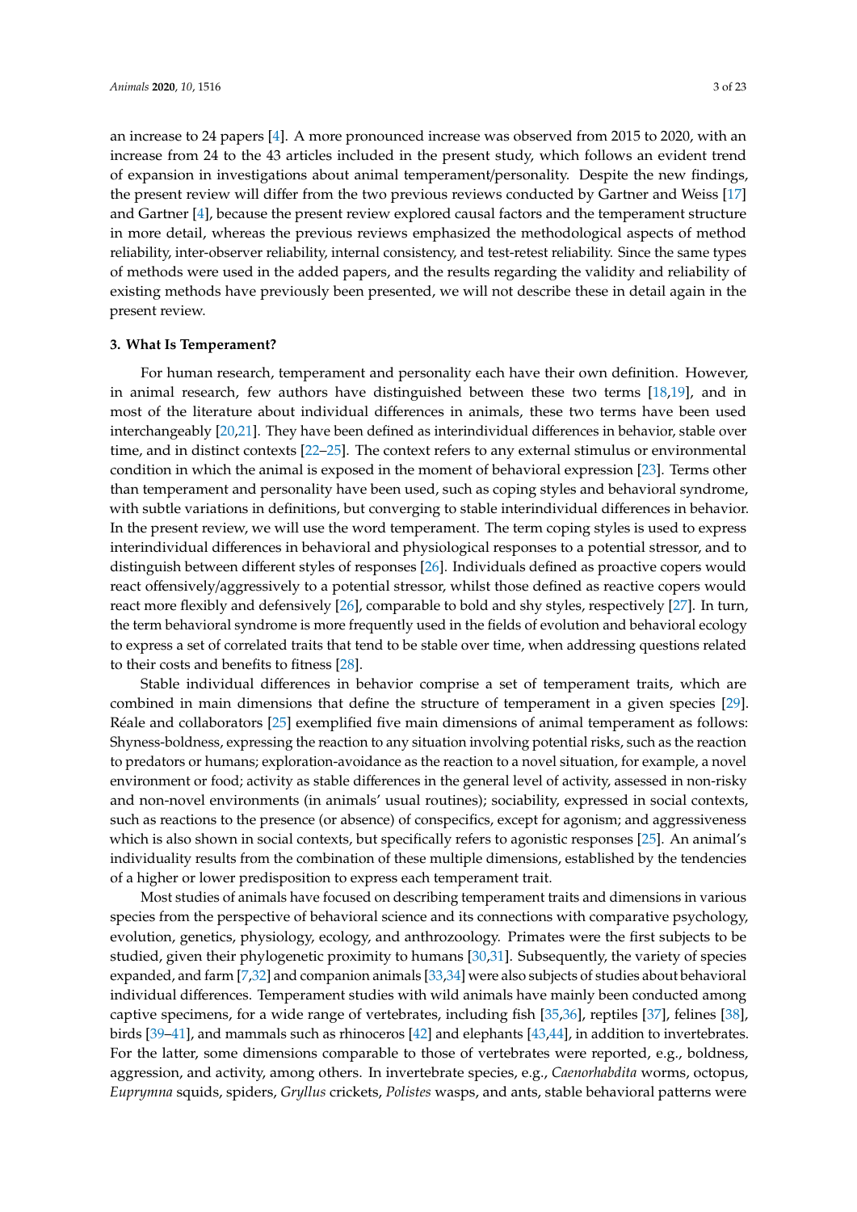an increase to 24 papers [4]. A more pronounced increase was observed from 2015 to 2020, with an increase from 24 to the 43 articles included in the present study, which follows an evident trend of expansion in investigations about animal temperament/personality. Despite the new findings, the present review will differ from the two previous reviews conducted by Gartner and Weiss [17] and Gartner [4], because the present review explored causal factors and the temperament structure in more detail, whereas the previous reviews emphasized the methodological aspects of method reliability, inter-observer reliability, internal consistency, and test-retest reliability. Since the same types of methods were used in the added papers, and the results regarding the validity and reliability of existing methods have previously been presented, we will not describe these in detail again in the present review.

### 3. What Is Temperament?

For human research, temperament and personality each have their own definition. However, in animal research, few authors have distinguished between these two terms [18,19], and in most of the literature about individual differences in animals, these two terms have been used interchangeably [20,21]. They have been defined as interindividual differences in behavior, stable over time, and in distinct contexts [22–25]. The context refers to any external stimulus or environmental condition in which the animal is exposed in the moment of behavioral expression [23]. Terms other than temperament and personality have been used, such as coping styles and behavioral syndrome, with subtle variations in definitions, but converging to stable interindividual differences in behavior. In the present review, we will use the word temperament. The term coping styles is used to express interindividual differences in behavioral and physiological responses to a potential stressor, and to distinguish between different styles of responses [26]. Individuals defined as proactive copers would react offensively/aggressively to a potential stressor, whilst those defined as reactive copers would react more flexibly and defensively [26], comparable to bold and shy styles, respectively [27]. In turn, the term behavioral syndrome is more frequently used in the fields of evolution and behavioral ecology to express a set of correlated traits that tend to be stable over time, when addressing questions related to their costs and benefits to fitness [28].

Stable individual differences in behavior comprise a set of temperament traits, which are combined in main dimensions that define the structure of temperament in a given species [29]. Réale and collaborators [25] exemplified five main dimensions of animal temperament as follows: Shyness-boldness, expressing the reaction to any situation involving potential risks, such as the reaction to predators or humans; exploration-avoidance as the reaction to a novel situation, for example, a novel environment or food; activity as stable differences in the general level of activity, assessed in non-risky and non-novel environments (in animals' usual routines); sociability, expressed in social contexts, such as reactions to the presence (or absence) of conspecifics, except for agonism; and aggressiveness which is also shown in social contexts, but specifically refers to agonistic responses [25]. An animal's individuality results from the combination of these multiple dimensions, established by the tendencies of a higher or lower predisposition to express each temperament trait.

Most studies of animals have focused on describing temperament traits and dimensions in various species from the perspective of behavioral science and its connections with comparative psychology, evolution, genetics, physiology, ecology, and anthrozoology. Primates were the first subjects to be studied, given their phylogenetic proximity to humans [30,31]. Subsequently, the variety of species expanded, and farm [7,32] and companion animals [33,34] were also subjects of studies about behavioral individual differences. Temperament studies with wild animals have mainly been conducted among captive specimens, for a wide range of vertebrates, including fish [35,36], reptiles [37], felines [38], birds [39–41], and mammals such as rhinoceros [42] and elephants [43,44], in addition to invertebrates. For the latter, some dimensions comparable to those of vertebrates were reported, e.g., boldness, aggression, and activity, among others. In invertebrate species, e.g., *Caenorhabdita* worms, octopus, *Euprymna* squids, spiders, *Gryllus* crickets, *Polistes* wasps, and ants, stable behavioral patterns were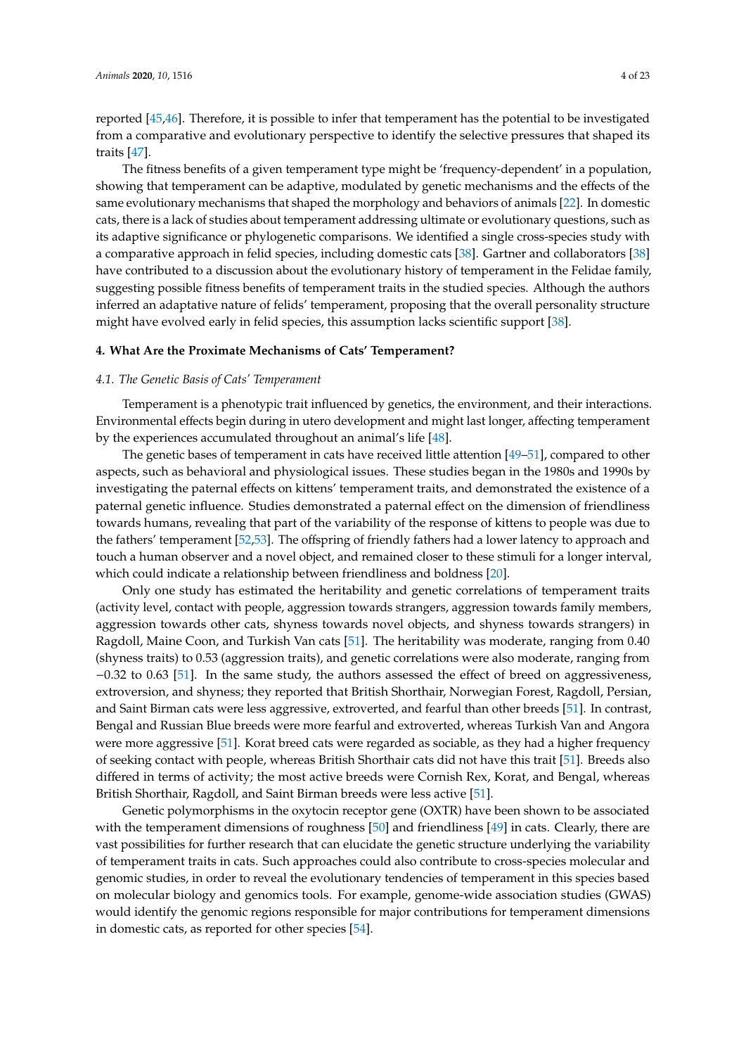reported [45,46]. Therefore, it is possible to infer that temperament has the potential to be investigated from a comparative and evolutionary perspective to identify the selective pressures that shaped its traits [47].

The fitness benefits of a given temperament type might be 'frequency-dependent' in a population, showing that temperament can be adaptive, modulated by genetic mechanisms and the effects of the same evolutionary mechanisms that shaped the morphology and behaviors of animals [22]. In domestic cats, there is a lack of studies about temperament addressing ultimate or evolutionary questions, such as its adaptive significance or phylogenetic comparisons. We identified a single cross-species study with a comparative approach in felid species, including domestic cats [38]. Gartner and collaborators [38] have contributed to a discussion about the evolutionary history of temperament in the Felidae family, suggesting possible fitness benefits of temperament traits in the studied species. Although the authors inferred an adaptative nature of felids' temperament, proposing that the overall personality structure might have evolved early in felid species, this assumption lacks scientific support [38].

## 4. What Are the Proximate Mechanisms of Cats' Temperament?

### *4.1. The Genetic Basis of Cats' Temperament*

Temperament is a phenotypic trait influenced by genetics, the environment, and their interactions. Environmental effects begin during in utero development and might last longer, affecting temperament by the experiences accumulated throughout an animal's life [48].

The genetic bases of temperament in cats have received little attention [49–51], compared to other aspects, such as behavioral and physiological issues. These studies began in the 1980s and 1990s by investigating the paternal effects on kittens' temperament traits, and demonstrated the existence of a paternal genetic influence. Studies demonstrated a paternal effect on the dimension of friendliness towards humans, revealing that part of the variability of the response of kittens to people was due to the fathers' temperament [52,53]. The offspring of friendly fathers had a lower latency to approach and touch a human observer and a novel object, and remained closer to these stimuli for a longer interval, which could indicate a relationship between friendliness and boldness [20].

Only one study has estimated the heritability and genetic correlations of temperament traits (activity level, contact with people, aggression towards strangers, aggression towards family members, aggression towards other cats, shyness towards novel objects, and shyness towards strangers) in Ragdoll, Maine Coon, and Turkish Van cats [51]. The heritability was moderate, ranging from 0.40 (shyness traits) to 0.53 (aggression traits), and genetic correlations were also moderate, ranging from −0.32 to 0.63 [51]. In the same study, the authors assessed the effect of breed on aggressiveness, extroversion, and shyness; they reported that British Shorthair, Norwegian Forest, Ragdoll, Persian, and Saint Birman cats were less aggressive, extroverted, and fearful than other breeds [51]. In contrast, Bengal and Russian Blue breeds were more fearful and extroverted, whereas Turkish Van and Angora were more aggressive [51]. Korat breed cats were regarded as sociable, as they had a higher frequency of seeking contact with people, whereas British Shorthair cats did not have this trait [51]. Breeds also differed in terms of activity; the most active breeds were Cornish Rex, Korat, and Bengal, whereas British Shorthair, Ragdoll, and Saint Birman breeds were less active [51].

Genetic polymorphisms in the oxytocin receptor gene (OXTR) have been shown to be associated with the temperament dimensions of roughness [50] and friendliness [49] in cats. Clearly, there are vast possibilities for further research that can elucidate the genetic structure underlying the variability of temperament traits in cats. Such approaches could also contribute to cross-species molecular and genomic studies, in order to reveal the evolutionary tendencies of temperament in this species based on molecular biology and genomics tools. For example, genome-wide association studies (GWAS) would identify the genomic regions responsible for major contributions for temperament dimensions in domestic cats, as reported for other species [54].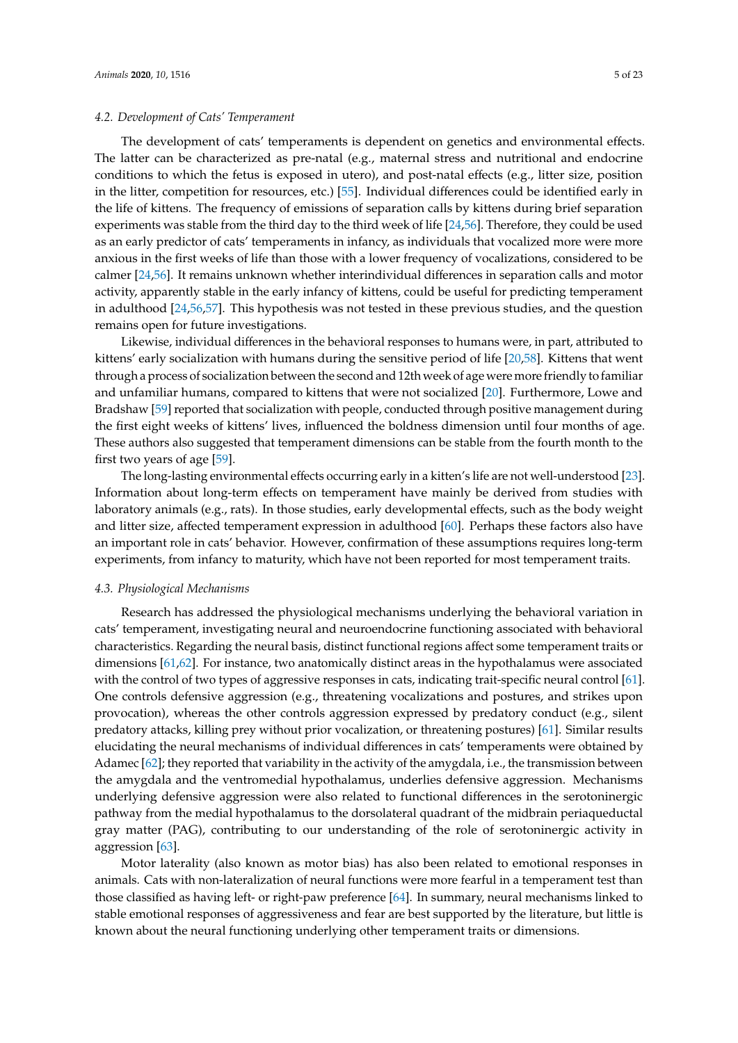### 4.2. Development of Cats' Temperament

The development of cats' temperaments is dependent on genetics and environmental effects. The latter can be characterized as pre-natal (e.g., maternal stress and nutritional and endocrine conditions to which the fetus is exposed in utero), and post-natal effects (e.g., litter size, position in the litter, competition for resources, etc.) [55]. Individual differences could be identified early in the life of kittens. The frequency of emissions of separation calls by kittens during brief separation experiments was stable from the third day to the third week of life [24,56]. Therefore, they could be used as an early predictor of cats' temperaments in infancy, as individuals that vocalized more were more anxious in the first weeks of life than those with a lower frequency of vocalizations, considered to be calmer [24,56]. It remains unknown whether interindividual differences in separation calls and motor activity, apparently stable in the early infancy of kittens, could be useful for predicting temperament in adulthood [24,56,57]. This hypothesis was not tested in these previous studies, and the question remains open for future investigations.

Likewise, individual differences in the behavioral responses to humans were, in part, attributed to kittens' early socialization with humans during the sensitive period of life [20,58]. Kittens that went through a process of socialization between the second and 12th week of age were more friendly to familiar and unfamiliar humans, compared to kittens that were not socialized [20]. Furthermore, Lowe and Bradshaw [59] reported that socialization with people, conducted through positive management during the first eight weeks of kittens' lives, influenced the boldness dimension until four months of age. These authors also suggested that temperament dimensions can be stable from the fourth month to the first two years of age [59].

The long-lasting environmental effects occurring early in a kitten's life are not well-understood [23]. Information about long-term effects on temperament have mainly be derived from studies with laboratory animals (e.g., rats). In those studies, early developmental effects, such as the body weight and litter size, affected temperament expression in adulthood [60]. Perhaps these factors also have an important role in cats' behavior. However, confirmation of these assumptions requires long-term experiments, from infancy to maturity, which have not been reported for most temperament traits.

### 4.3. Physiological Mechanisms

Research has addressed the physiological mechanisms underlying the behavioral variation in cats' temperament, investigating neural and neuroendocrine functioning associated with behavioral characteristics. Regarding the neural basis, distinct functional regions affect some temperament traits or dimensions [61,62]. For instance, two anatomically distinct areas in the hypothalamus were associated with the control of two types of aggressive responses in cats, indicating trait-specific neural control [61]. One controls defensive aggression (e.g., threatening vocalizations and postures, and strikes upon provocation), whereas the other controls aggression expressed by predatory conduct (e.g., silent predatory attacks, killing prey without prior vocalization, or threatening postures) [61]. Similar results elucidating the neural mechanisms of individual differences in cats' temperaments were obtained by Adamec [62]; they reported that variability in the activity of the amygdala, i.e., the transmission between the amygdala and the ventromedial hypothalamus, underlies defensive aggression. Mechanisms underlying defensive aggression were also related to functional differences in the serotoninergic pathway from the medial hypothalamus to the dorsolateral quadrant of the midbrain periaqueductal gray matter (PAG), contributing to our understanding of the role of serotoninergic activity in aggression [63].

Motor laterality (also known as motor bias) has also been related to emotional responses in animals. Cats with non-lateralization of neural functions were more fearful in a temperament test than those classified as having left- or right-paw preference [64]. In summary, neural mechanisms linked to stable emotional responses of aggressiveness and fear are best supported by the literature, but little is known about the neural functioning underlying other temperament traits or dimensions.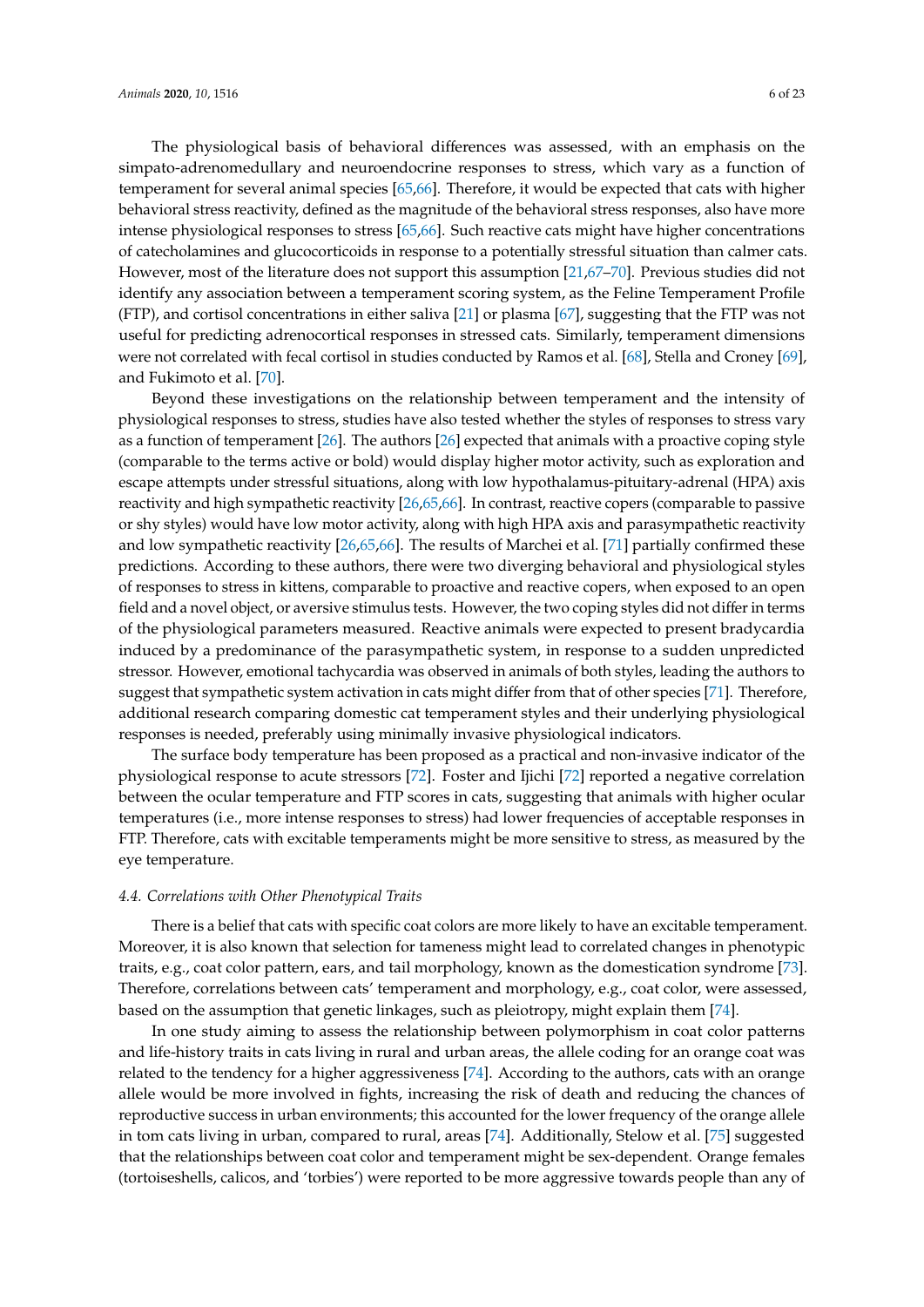The physiological basis of behavioral differences was assessed, with an emphasis on the simpato-adrenomedullary and neuroendocrine responses to stress, which vary as a function of temperament for several animal species [65,66]. Therefore, it would be expected that cats with higher behavioral stress reactivity, defined as the magnitude of the behavioral stress responses, also have more intense physiological responses to stress [65,66]. Such reactive cats might have higher concentrations of catecholamines and glucocorticoids in response to a potentially stressful situation than calmer cats. However, most of the literature does not support this assumption [21,67–70]. Previous studies did not identify any association between a temperament scoring system, as the Feline Temperament Profile (FTP), and cortisol concentrations in either saliva [21] or plasma [67], suggesting that the FTP was not useful for predicting adrenocortical responses in stressed cats. Similarly, temperament dimensions were not correlated with fecal cortisol in studies conducted by Ramos et al. [68], Stella and Croney [69], and Fukimoto et al. [70].

Beyond these investigations on the relationship between temperament and the intensity of physiological responses to stress, studies have also tested whether the styles of responses to stress vary as a function of temperament [26]. The authors [26] expected that animals with a proactive coping style (comparable to the terms active or bold) would display higher motor activity, such as exploration and escape attempts under stressful situations, along with low hypothalamus-pituitary-adrenal (HPA) axis reactivity and high sympathetic reactivity [26,65,66]. In contrast, reactive copers (comparable to passive or shy styles) would have low motor activity, along with high HPA axis and parasympathetic reactivity and low sympathetic reactivity [26,65,66]. The results of Marchei et al. [71] partially confirmed these predictions. According to these authors, there were two diverging behavioral and physiological styles of responses to stress in kittens, comparable to proactive and reactive copers, when exposed to an open field and a novel object, or aversive stimulus tests. However, the two coping styles did not differ in terms of the physiological parameters measured. Reactive animals were expected to present bradycardia induced by a predominance of the parasympathetic system, in response to a sudden unpredicted stressor. However, emotional tachycardia was observed in animals of both styles, leading the authors to suggest that sympathetic system activation in cats might differ from that of other species [71]. Therefore, additional research comparing domestic cat temperament styles and their underlying physiological responses is needed, preferably using minimally invasive physiological indicators.

The surface body temperature has been proposed as a practical and non-invasive indicator of the physiological response to acute stressors [72]. Foster and Ijichi [72] reported a negative correlation between the ocular temperature and FTP scores in cats, suggesting that animals with higher ocular temperatures (i.e., more intense responses to stress) had lower frequencies of acceptable responses in FTP. Therefore, cats with excitable temperaments might be more sensitive to stress, as measured by the eye temperature.

### *4.4. Correlations with Other Phenotypical Traits*

There is a belief that cats with specific coat colors are more likely to have an excitable temperament. Moreover, it is also known that selection for tameness might lead to correlated changes in phenotypic traits, e.g., coat color pattern, ears, and tail morphology, known as the domestication syndrome [73]. Therefore, correlations between cats' temperament and morphology, e.g., coat color, were assessed, based on the assumption that genetic linkages, such as pleiotropy, might explain them [74].

In one study aiming to assess the relationship between polymorphism in coat color patterns and life-history traits in cats living in rural and urban areas, the allele coding for an orange coat was related to the tendency for a higher aggressiveness [74]. According to the authors, cats with an orange allele would be more involved in fights, increasing the risk of death and reducing the chances of reproductive success in urban environments; this accounted for the lower frequency of the orange allele in tom cats living in urban, compared to rural, areas [74]. Additionally, Stelow et al. [75] suggested that the relationships between coat color and temperament might be sex-dependent. Orange females (tortoiseshells, calicos, and 'torbies') were reported to be more aggressive towards people than any of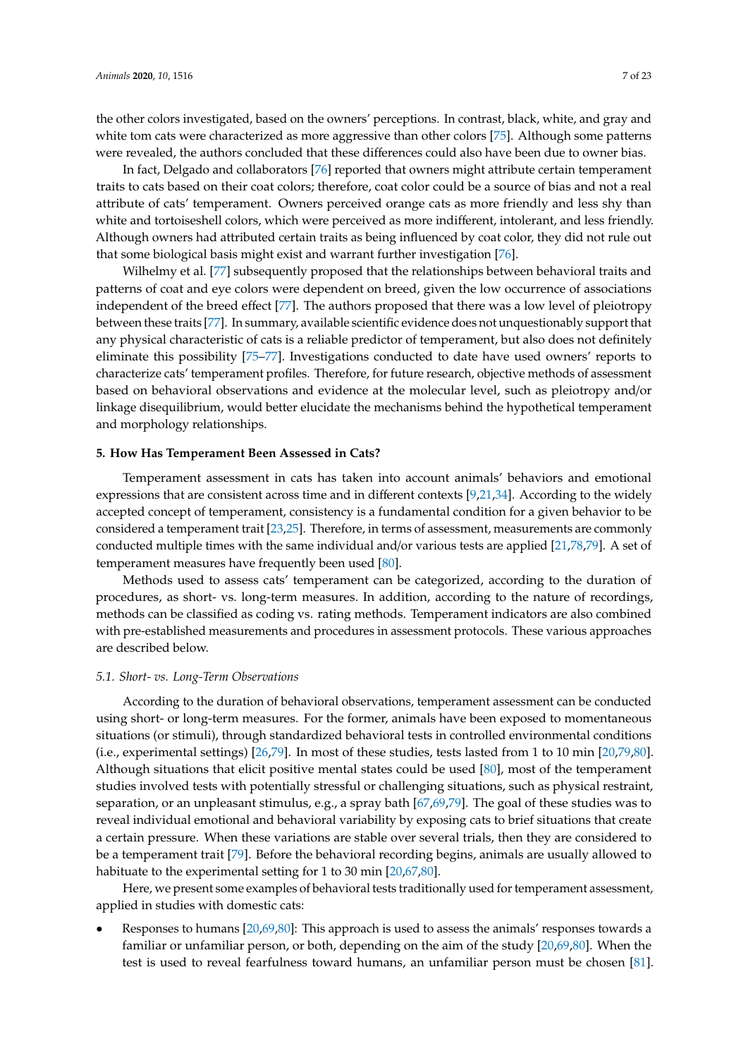the other colors investigated, based on the owners' perceptions. In contrast, black, white, and gray and white tom cats were characterized as more aggressive than other colors [75]. Although some patterns were revealed, the authors concluded that these differences could also have been due to owner bias.

In fact, Delgado and collaborators [76] reported that owners might attribute certain temperament traits to cats based on their coat colors; therefore, coat color could be a source of bias and not a real attribute of cats' temperament. Owners perceived orange cats as more friendly and less shy than white and tortoiseshell colors, which were perceived as more indifferent, intolerant, and less friendly. Although owners had attributed certain traits as being influenced by coat color, they did not rule out that some biological basis might exist and warrant further investigation [76].

Wilhelmy et al. [77] subsequently proposed that the relationships between behavioral traits and patterns of coat and eye colors were dependent on breed, given the low occurrence of associations independent of the breed effect [77]. The authors proposed that there was a low level of pleiotropy between these traits [77]. In summary, available scientific evidence does not unquestionably support that any physical characteristic of cats is a reliable predictor of temperament, but also does not definitely eliminate this possibility [75–77]. Investigations conducted to date have used owners' reports to characterize cats' temperament profiles. Therefore, for future research, objective methods of assessment based on behavioral observations and evidence at the molecular level, such as pleiotropy and/or linkage disequilibrium, would better elucidate the mechanisms behind the hypothetical temperament and morphology relationships.

## 5. How Has Temperament Been Assessed in Cats?

Temperament assessment in cats has taken into account animals' behaviors and emotional expressions that are consistent across time and in different contexts [9,21,34]. According to the widely accepted concept of temperament, consistency is a fundamental condition for a given behavior to be considered a temperament trait [23,25]. Therefore, in terms of assessment, measurements are commonly conducted multiple times with the same individual and/or various tests are applied [21,78,79]. A set of temperament measures have frequently been used [80].

Methods used to assess cats' temperament can be categorized, according to the duration of procedures, as short- vs. long-term measures. In addition, according to the nature of recordings, methods can be classified as coding vs. rating methods. Temperament indicators are also combined with pre-established measurements and procedures in assessment protocols. These various approaches are described below.

### *5.1. Short- vs. Long-Term Observations*

According to the duration of behavioral observations, temperament assessment can be conducted using short- or long-term measures. For the former, animals have been exposed to momentaneous situations (or stimuli), through standardized behavioral tests in controlled environmental conditions (i.e., experimental settings) [26,79]. In most of these studies, tests lasted from 1 to 10 min [20,79,80]. Although situations that elicit positive mental states could be used [80], most of the temperament studies involved tests with potentially stressful or challenging situations, such as physical restraint, separation, or an unpleasant stimulus, e.g., a spray bath [67,69,79]. The goal of these studies was to reveal individual emotional and behavioral variability by exposing cats to brief situations that create a certain pressure. When these variations are stable over several trials, then they are considered to be a temperament trait [79]. Before the behavioral recording begins, animals are usually allowed to habituate to the experimental setting for 1 to 30 min [20,67,80].

Here, we present some examples of behavioral tests traditionally used for temperament assessment, applied in studies with domestic cats:

- Responses to humans [20,69,80]: This approach is used to assess the animals' responses towards a familiar or unfamiliar person, or both, depending on the aim of the study [20,69,80]. When the test is used to reveal fearfulness toward humans, an unfamiliar person must be chosen [81].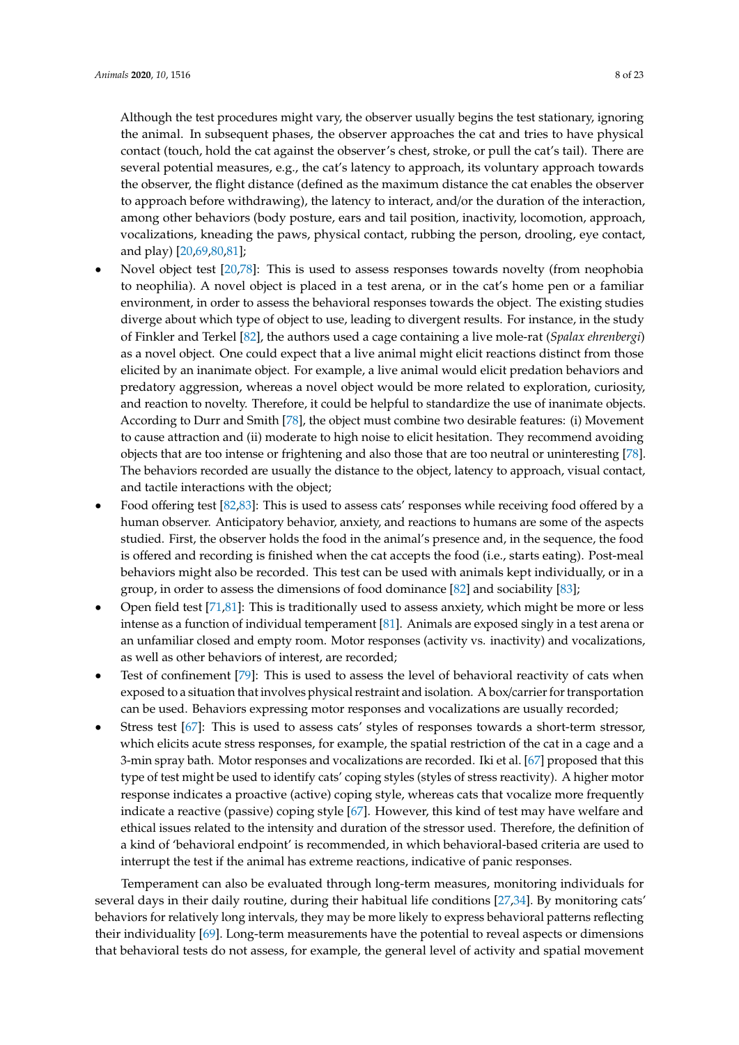Although the test procedures might vary, the observer usually begins the test stationary, ignoring the animal. In subsequent phases, the observer approaches the cat and tries to have physical contact (touch, hold the cat against the observer's chest, stroke, or pull the cat's tail). There are several potential measures, e.g., the cat's latency to approach, its voluntary approach towards the observer, the flight distance (defined as the maximum distance the cat enables the observer to approach before withdrawing), the latency to interact, and/or the duration of the interaction, among other behaviors (body posture, ears and tail position, inactivity, locomotion, approach, vocalizations, kneading the paws, physical contact, rubbing the person, drooling, eye contact, and play) [20,69,80,81];

- Novel object test [20,78]: This is used to assess responses towards novelty (from neophobia to neophilia). A novel object is placed in a test arena, or in the cat's home pen or a familiar environment, in order to assess the behavioral responses towards the object. The existing studies diverge about which type of object to use, leading to divergent results. For instance, in the study of Finkler and Terkel [82], the authors used a cage containing a live mole-rat (*Spalax ehrenbergi*) as a novel object. One could expect that a live animal might elicit reactions distinct from those elicited by an inanimate object. For example, a live animal would elicit predation behaviors and predatory aggression, whereas a novel object would be more related to exploration, curiosity, and reaction to novelty. Therefore, it could be helpful to standardize the use of inanimate objects. According to Durr and Smith [78], the object must combine two desirable features: (i) Movement to cause attraction and (ii) moderate to high noise to elicit hesitation. They recommend avoiding objects that are too intense or frightening and also those that are too neutral or uninteresting [78]. The behaviors recorded are usually the distance to the object, latency to approach, visual contact, and tactile interactions with the object;
- Food offering test [82,83]: This is used to assess cats' responses while receiving food offered by a human observer. Anticipatory behavior, anxiety, and reactions to humans are some of the aspects studied. First, the observer holds the food in the animal's presence and, in the sequence, the food is offered and recording is finished when the cat accepts the food (i.e., starts eating). Post-meal behaviors might also be recorded. This test can be used with animals kept individually, or in a group, in order to assess the dimensions of food dominance [82] and sociability [83];
- Open field test [71,81]: This is traditionally used to assess anxiety, which might be more or less intense as a function of individual temperament [81]. Animals are exposed singly in a test arena or an unfamiliar closed and empty room. Motor responses (activity vs. inactivity) and vocalizations, as well as other behaviors of interest, are recorded;
- Test of confinement [79]: This is used to assess the level of behavioral reactivity of cats when exposed to a situation that involves physical restraint and isolation. A box/carrier for transportation can be used. Behaviors expressing motor responses and vocalizations are usually recorded;
- Stress test [67]: This is used to assess cats' styles of responses towards a short-term stressor, which elicits acute stress responses, for example, the spatial restriction of the cat in a cage and a 3-min spray bath. Motor responses and vocalizations are recorded. Iki et al. [67] proposed that this type of test might be used to identify cats' coping styles (styles of stress reactivity). A higher motor response indicates a proactive (active) coping style, whereas cats that vocalize more frequently indicate a reactive (passive) coping style [67]. However, this kind of test may have welfare and ethical issues related to the intensity and duration of the stressor used. Therefore, the definition of a kind of 'behavioral endpoint' is recommended, in which behavioral-based criteria are used to interrupt the test if the animal has extreme reactions, indicative of panic responses.

Temperament can also be evaluated through long-term measures, monitoring individuals for several days in their daily routine, during their habitual life conditions [27,34]. By monitoring cats' behaviors for relatively long intervals, they may be more likely to express behavioral patterns reflecting their individuality [69]. Long-term measurements have the potential to reveal aspects or dimensions that behavioral tests do not assess, for example, the general level of activity and spatial movement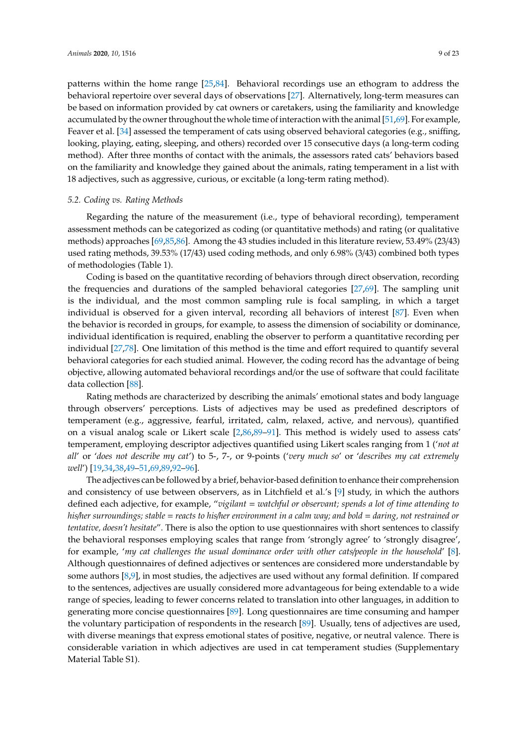patterns within the home range [25,84]. Behavioral recordings use an ethogram to address the behavioral repertoire over several days of observations [27]. Alternatively, long-term measures can be based on information provided by cat owners or caretakers, using the familiarity and knowledge accumulated by the owner throughout the whole time of interaction with the animal [51,69]. For example, Feaver et al. [34] assessed the temperament of cats using observed behavioral categories (e.g., sniffing, looking, playing, eating, sleeping, and others) recorded over 15 consecutive days (a long-term coding method). After three months of contact with the animals, the assessors rated cats' behaviors based on the familiarity and knowledge they gained about the animals, rating temperament in a list with 18 adjectives, such as aggressive, curious, or excitable (a long-term rating method).

### 5.2. Coding vs. Rating Methods

Regarding the nature of the measurement (i.e., type of behavioral recording), temperament assessment methods can be categorized as coding (or quantitative methods) and rating (or qualitative methods) approaches [69,85,86]. Among the 43 studies included in this literature review, 53.49% (23/43) used rating methods, 39.53% (17/43) used coding methods, and only 6.98% (3/43) combined both types of methodologies (Table 1).

Coding is based on the quantitative recording of behaviors through direct observation, recording the frequencies and durations of the sampled behavioral categories [27,69]. The sampling unit is the individual, and the most common sampling rule is focal sampling, in which a target individual is observed for a given interval, recording all behaviors of interest [87]. Even when the behavior is recorded in groups, for example, to assess the dimension of sociability or dominance, individual identification is required, enabling the observer to perform a quantitative recording per individual [27,78]. One limitation of this method is the time and effort required to quantify several behavioral categories for each studied animal. However, the coding record has the advantage of being objective, allowing automated behavioral recordings and/or the use of software that could facilitate data collection [88].

Rating methods are characterized by describing the animals' emotional states and body language through observers' perceptions. Lists of adjectives may be used as predefined descriptors of temperament (e.g., aggressive, fearful, irritated, calm, relaxed, active, and nervous), quantified on a visual analog scale or Likert scale [2,86,89–91]. This method is widely used to assess cats' temperament, employing descriptor adjectives quantified using Likert scales ranging from 1 ('*not at all*' or '*does not describe my cat*') to 5-, 7-, or 9-points ('*very much so*' or '*describes my cat extremely well*') [19,34,38,49–51,69,89,92–96].

The adjectives can be followed by a brief, behavior-based definition to enhance their comprehension and consistency of use between observers, as in Litchfield et al.'s [9] study, in which the authors defined each adjective, for example, "*vigilant = watchful or observant; spends a lot of time attending to his/her surroundings; stable = reacts to his/her environment in a calm way; and bold = daring, not restrained or tentative, doesn't hesitate*". There is also the option to use questionnaires with short sentences to classify the behavioral responses employing scales that range from 'strongly agree' to 'strongly disagree', for example, '*my cat challenges the usual dominance order with other cats/people in the household*' [8]. Although questionnaires of defined adjectives or sentences are considered more understandable by some authors [8,9], in most studies, the adjectives are used without any formal definition. If compared to the sentences, adjectives are usually considered more advantageous for being extendable to a wide range of species, leading to fewer concerns related to translation into other languages, in addition to generating more concise questionnaires [89]. Long questionnaires are time consuming and hamper the voluntary participation of respondents in the research [89]. Usually, tens of adjectives are used, with diverse meanings that express emotional states of positive, negative, or neutral valence. There is considerable variation in which adjectives are used in cat temperament studies (Supplementary Material Table S1).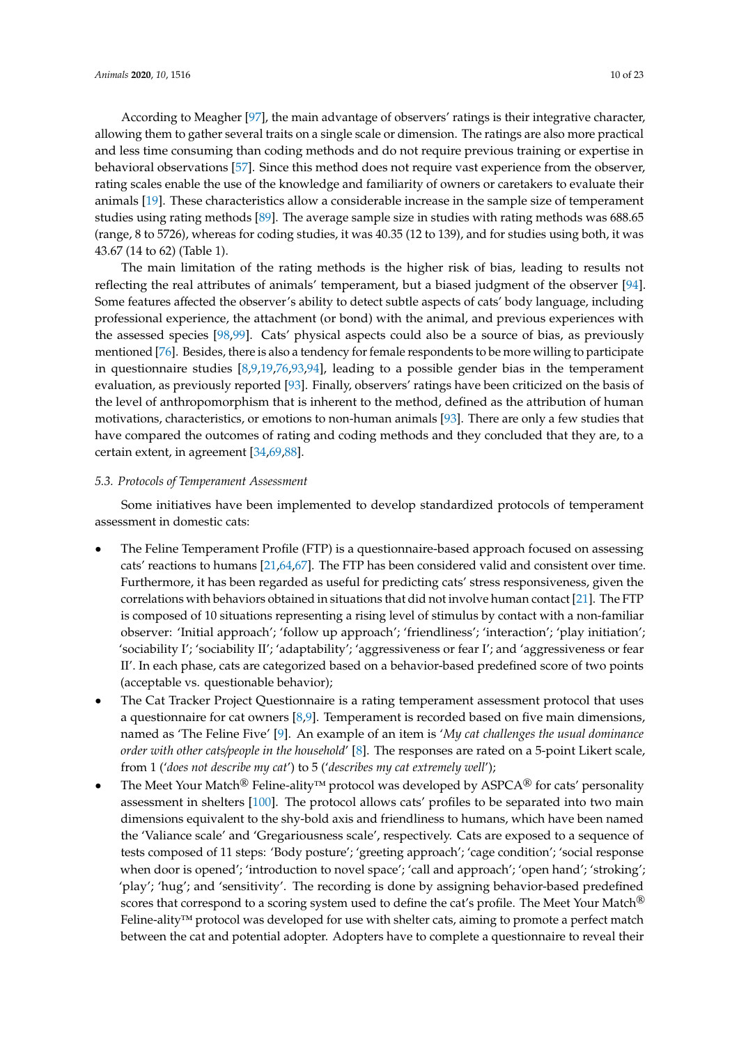According to Meagher [97], the main advantage of observers' ratings is their integrative character, allowing them to gather several traits on a single scale or dimension. The ratings are also more practical and less time consuming than coding methods and do not require previous training or expertise in behavioral observations [57]. Since this method does not require vast experience from the observer, rating scales enable the use of the knowledge and familiarity of owners or caretakers to evaluate their animals [19]. These characteristics allow a considerable increase in the sample size of temperament studies using rating methods [89]. The average sample size in studies with rating methods was 688.65 (range, 8 to 5726), whereas for coding studies, it was 40.35 (12 to 139), and for studies using both, it was 43.67 (14 to 62) (Table 1).

The main limitation of the rating methods is the higher risk of bias, leading to results not reflecting the real attributes of animals' temperament, but a biased judgment of the observer [94]. Some features affected the observer's ability to detect subtle aspects of cats' body language, including professional experience, the attachment (or bond) with the animal, and previous experiences with the assessed species [98,99]. Cats' physical aspects could also be a source of bias, as previously mentioned [76]. Besides, there is also a tendency for female respondents to be more willing to participate in questionnaire studies [8,9,19,76,93,94], leading to a possible gender bias in the temperament evaluation, as previously reported [93]. Finally, observers' ratings have been criticized on the basis of the level of anthropomorphism that is inherent to the method, defined as the attribution of human motivations, characteristics, or emotions to non-human animals [93]. There are only a few studies that have compared the outcomes of rating and coding methods and they concluded that they are, to a certain extent, in agreement [34,69,88].

### 5.3. Protocols of Temperament Assessment

Some initiatives have been implemented to develop standardized protocols of temperament assessment in domestic cats:

- The Feline Temperament Profile (FTP) is a questionnaire-based approach focused on assessing cats' reactions to humans [21,64,67]. The FTP has been considered valid and consistent over time. Furthermore, it has been regarded as useful for predicting cats' stress responsiveness, given the correlations with behaviors obtained in situations that did not involve human contact [21]. The FTP is composed of 10 situations representing a rising level of stimulus by contact with a non-familiar observer: 'Initial approach'; 'follow up approach'; 'friendliness'; 'interaction'; 'play initiation'; 'sociability I'; 'sociability II'; 'adaptability'; 'aggressiveness or fear I'; and 'aggressiveness or fear II'. In each phase, cats are categorized based on a behavior-based predefined score of two points (acceptable vs. questionable behavior);
- The Cat Tracker Project Questionnaire is a rating temperament assessment protocol that uses a questionnaire for cat owners [8,9]. Temperament is recorded based on five main dimensions, named as 'The Feline Five' [9]. An example of an item is '*My cat challenges the usual dominance order with other cats/people in the household*' [8]. The responses are rated on a 5-point Likert scale, from 1 ('*does not describe my cat*') to 5 ('*describes my cat extremely well*');
- The Meet Your Match® Feline-ality™ protocol was developed by ASPCA® for cats' personality assessment in shelters [100]. The protocol allows cats' profiles to be separated into two main dimensions equivalent to the shy-bold axis and friendliness to humans, which have been named the 'Valiance scale' and 'Gregariousness scale', respectively. Cats are exposed to a sequence of tests composed of 11 steps: 'Body posture'; 'greeting approach'; 'cage condition'; 'social response when door is opened'; 'introduction to novel space'; 'call and approach'; 'open hand'; 'stroking'; 'play'; 'hug'; and 'sensitivity'. The recording is done by assigning behavior-based predefined scores that correspond to a scoring system used to define the cat's profile. The Meet Your Match® Feline-ality™ protocol was developed for use with shelter cats, aiming to promote a perfect match between the cat and potential adopter. Adopters have to complete a questionnaire to reveal their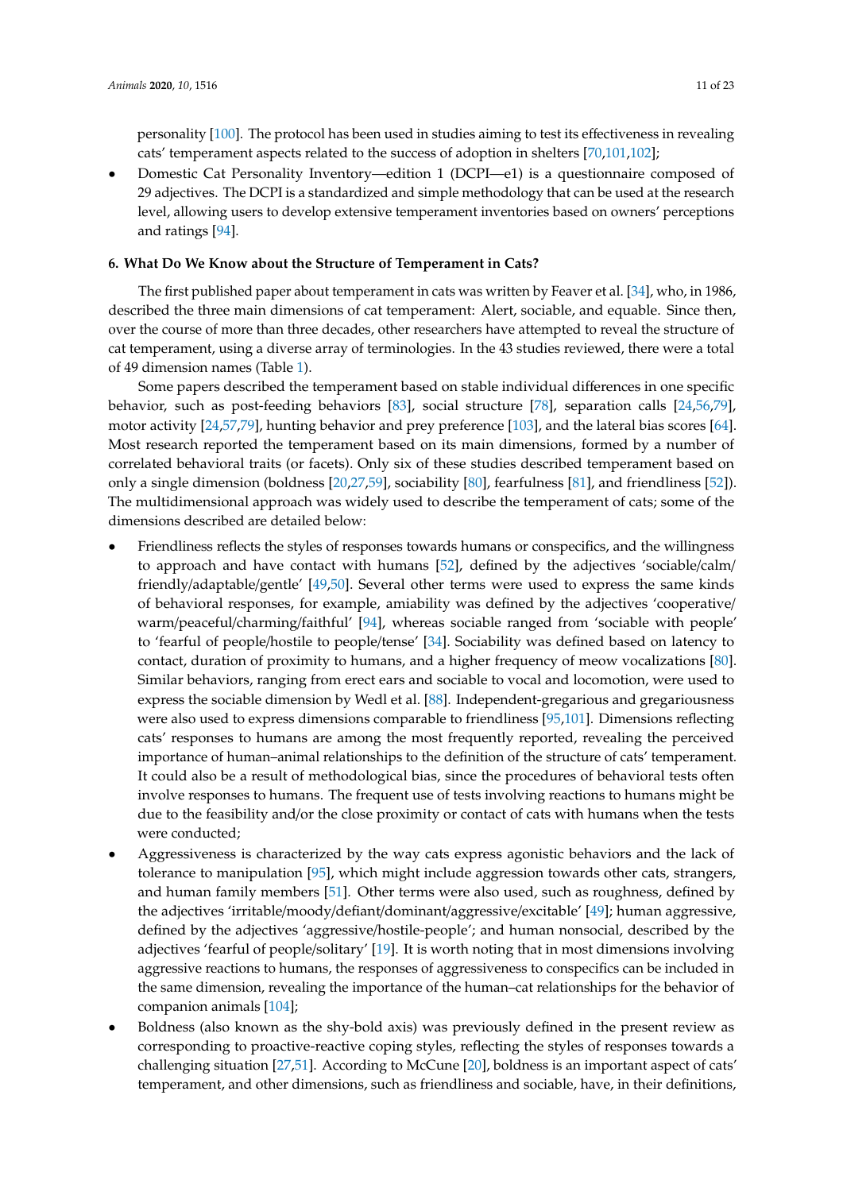personality [100]. The protocol has been used in studies aiming to test its effectiveness in revealing cats' temperament aspects related to the success of adoption in shelters [70,101,102];

- Domestic Cat Personality Inventory—edition 1 (DCPI—e1) is a questionnaire composed of 29 adjectives. The DCPI is a standardized and simple methodology that can be used at the research level, allowing users to develop extensive temperament inventories based on owners' perceptions and ratings [94].

### 6. What Do We Know about the Structure of Temperament in Cats?

The first published paper about temperament in cats was written by Feaver et al. [34], who, in 1986, described the three main dimensions of cat temperament: Alert, sociable, and equable. Since then, over the course of more than three decades, other researchers have attempted to reveal the structure of cat temperament, using a diverse array of terminologies. In the 43 studies reviewed, there were a total of 49 dimension names (Table 1).

Some papers described the temperament based on stable individual differences in one specific behavior, such as post-feeding behaviors [83], social structure [78], separation calls [24,56,79], motor activity [24,57,79], hunting behavior and prey preference [103], and the lateral bias scores [64]. Most research reported the temperament based on its main dimensions, formed by a number of correlated behavioral traits (or facets). Only six of these studies described temperament based on only a single dimension (boldness [20,27,59], sociability [80], fearfulness [81], and friendliness [52]). The multidimensional approach was widely used to describe the temperament of cats; some of the dimensions described are detailed below:

- Friendliness reflects the styles of responses towards humans or conspecifics, and the willingness to approach and have contact with humans [52], defined by the adjectives 'sociable/calm/friendly/adaptable/gentle' [49,50]. Several other terms were used to express the same kinds of behavioral responses, for example, amiability was defined by the adjectives 'cooperative/warm/peaceful/charming/faithful' [94], whereas sociable ranged from 'sociable with people' to 'fearful of people/hostile to people/tense' [34]. Sociability was defined based on latency to contact, duration of proximity to humans, and a higher frequency of meow vocalizations [80]. Similar behaviors, ranging from erect ears and sociable to vocal and locomotion, were used to express the sociable dimension by Wedl et al. [88]. Independent-gregarious and gregariousness were also used to express dimensions comparable to friendliness [95,101]. Dimensions reflecting cats' responses to humans are among the most frequently reported, revealing the perceived importance of human–animal relationships to the definition of the structure of cats' temperament. It could also be a result of methodological bias, since the procedures of behavioral tests often involve responses to humans. The frequent use of tests involving reactions to humans might be due to the feasibility and/or the close proximity or contact of cats with humans when the tests were conducted;
- Aggressiveness is characterized by the way cats express agonistic behaviors and the lack of tolerance to manipulation [95], which might include aggression towards other cats, strangers, and human family members [51]. Other terms were also used, such as roughness, defined by the adjectives 'irritable/moody/defiant/dominant/aggressive/excitable' [49]; human aggressive, defined by the adjectives 'aggressive/hostile-people'; and human nonsocial, described by the adjectives 'fearful of people/solitary' [19]. It is worth noting that in most dimensions involving aggressive reactions to humans, the responses of aggressiveness to conspecifics can be included in the same dimension, revealing the importance of the human–cat relationships for the behavior of companion animals [104];
- Boldness (also known as the shy-bold axis) was previously defined in the present review as corresponding to proactive-reactive coping styles, reflecting the styles of responses towards a challenging situation [27,51]. According to McCune [20], boldness is an important aspect of cats' temperament, and other dimensions, such as friendliness and sociable, have, in their definitions,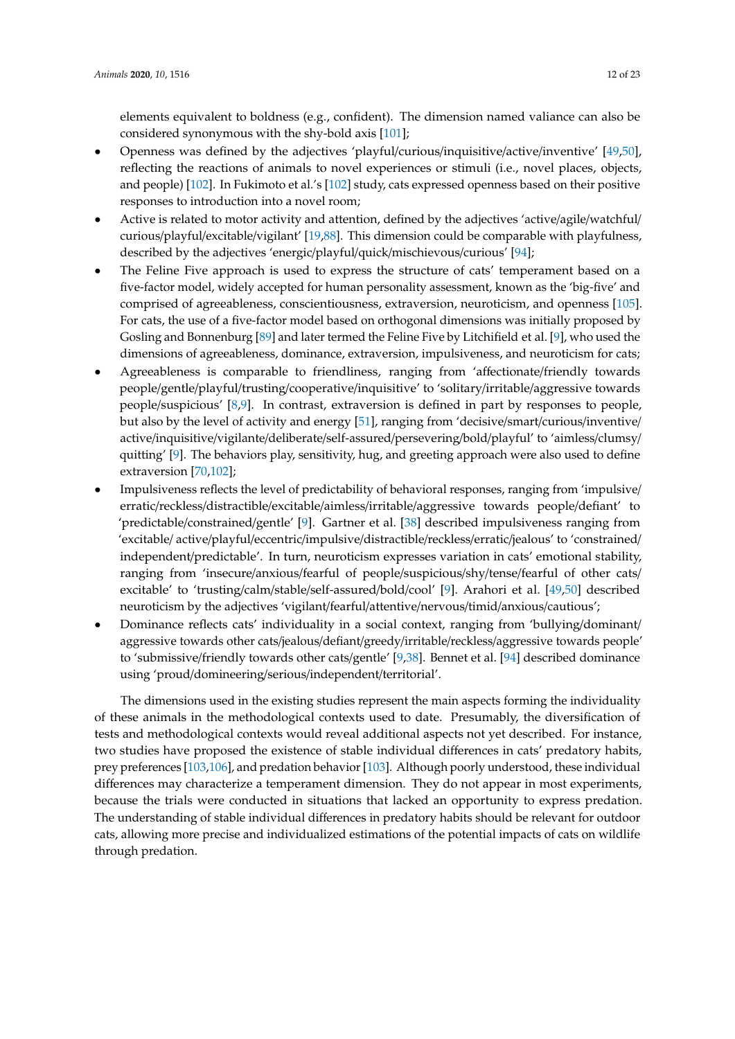elements equivalent to boldness (e.g., confident). The dimension named valiance can also be considered synonymous with the shy-bold axis [101];

- Openness was defined by the adjectives 'playful/curious/inquisitive/active/inventive' [49,50], reflecting the reactions of animals to novel experiences or stimuli (i.e., novel places, objects, and people) [102]. In Fukimoto et al.'s [102] study, cats expressed openness based on their positive responses to introduction into a novel room;
- Active is related to motor activity and attention, defined by the adjectives 'active/agile/watchful/curious/playful/excitable/vigilant' [19,88]. This dimension could be comparable with playfulness, described by the adjectives 'energic/playful/quick/mischievous/curious' [94];
- The Feline Five approach is used to express the structure of cats' temperament based on a five-factor model, widely accepted for human personality assessment, known as the 'big-five' and comprised of agreeableness, conscientiousness, extraversion, neuroticism, and openness [105]. For cats, the use of a five-factor model based on orthogonal dimensions was initially proposed by Gosling and Bonnenburg [89] and later termed the Feline Five by Litchfield et al. [9], who used the dimensions of agreeableness, dominance, extraversion, impulsiveness, and neuroticism for cats;
- Agreeableness is comparable to friendliness, ranging from 'affectionate/friendly towards people/gentle/playful/trusting/cooperative/inquisitive' to 'solitary/irritable/aggressive towards people/suspicious' [8,9]. In contrast, extraversion is defined in part by responses to people, but also by the level of activity and energy [51], ranging from 'decisive/smart/curious/inventive/active/inquisitive/vigilante/deliberate/self-assured/persevering/bold/playful' to 'aimless/clumsy/quitting' [9]. The behaviors play, sensitivity, hug, and greeting approach were also used to define extraversion [70,102];
- Impulsiveness reflects the level of predictability of behavioral responses, ranging from 'impulsive/erratic/reckless/distractible/excitable/aimless/irritable/aggressive towards people/defiant' to 'predictable/constrained/gentle' [9]. Gartner et al. [38] described impulsiveness ranging from 'excitable/ active/playful/eccentric/impulsive/distractible/reckless/erratic/jealous' to 'constrained/independent/predictable'. In turn, neuroticism expresses variation in cats' emotional stability, ranging from 'insecure/anxious/fearful of people/suspicious/shy/tense/fearful of other cats/excitable' to 'trusting/calm/stable/self-assured/bold/cool' [9]. Arahori et al. [49,50] described neuroticism by the adjectives 'vigilant/fearful/attentive/nervous/timid/anxious/cautious';
- Dominance reflects cats' individuality in a social context, ranging from 'bullying/dominant/aggressive towards other cats/jealous/defiant/greedy/irritable/reckless/aggressive towards people' to 'submissive/friendly towards other cats/gentle' [9,38]. Bennet et al. [94] described dominance using 'proud/domineering/serious/independent/territorial'.

The dimensions used in the existing studies represent the main aspects forming the individuality of these animals in the methodological contexts used to date. Presumably, the diversification of tests and methodological contexts would reveal additional aspects not yet described. For instance, two studies have proposed the existence of stable individual differences in cats' predatory habits, prey preferences [103,106], and predation behavior [103]. Although poorly understood, these individual differences may characterize a temperament dimension. They do not appear in most experiments, because the trials were conducted in situations that lacked an opportunity to express predation. The understanding of stable individual differences in predatory habits should be relevant for outdoor cats, allowing more precise and individualized estimations of the potential impacts of cats on wildlife through predation.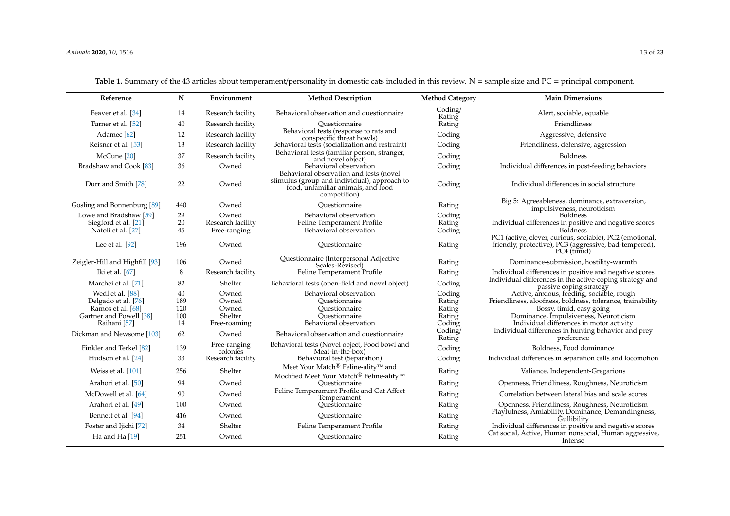**Table 1.** Summary of the 43 articles about temperament/personality in domestic cats included in this review. N = sample size and PC = principal component.

| Reference | N | Environment | Method Description | Method Category | Main Dimensions |
|---|---|---|---|---|---|
| Feaver et al. [34] | 14 | Research facility | Behavioral observation and questionnaire | Coding/ Rating | Alert, sociable, equable |
| Turner et al. [52] | 40 | Research facility | Questionnaire | Rating | Friendliness |
| Adamec [62] | 12 | Research facility | Behavioral tests (response to rats and conspecific threat howls) | Coding | Aggressive, defensive |
| Reisner et al. [53] | 13 | Research facility | Behavioral tests (socialization and restraint) | Coding | Friendliness, defensive, aggression |
| McCune [20] | 37 | Research facility | Behavioral tests (familiar person, stranger, and novel object) | Coding | Boldness |
| Bradshaw and Cook [83] | 36 | Owned | Behavioral observation | Coding | Individual differences in post-feeding behaviors |
| Durr and Smith [78] | 22 | Owned | Behavioral observation and tests (novel stimulus (group and individual), approach to food, unfamiliar animals, and food competition) | Coding | Individual differences in social structure |
| Gosling and Bonnenburg [89] | 440 | Owned | Questionnaire | Rating | Big 5: Agreeableness, dominance, extraversion, impulsiveness, neuroticism |
| Lowe and Bradshaw [59] | 29 | Owned | Behavioral observation | Coding | Boldness |
| Siegford et al. [21] | 20 | Research facility | Feline Temperament Profile | Rating | Individual differences in positive and negative scores |
| Natoli et al. [27] | 45 | Free-ranging | Behavioral observation | Coding | Boldness |
| Lee et al. [92] | 196 | Owned | Questionnaire | Rating | PC1 (active, clever, curious, sociable), PC2 (emotional, friendly, protective), PC3 (aggressive, bad-tempered), PC4 (timid) |
| Zeigler-Hill and Highfill [93] | 106 | Owned | Questionnaire (Interpersonal Adjective Scales-Revised) | Rating | Dominance-submission, hostility-warmth |
| Iki et al. [67] | 8 | Research facility | Feline Temperament Profile | Rating | Individual differences in positive and negative scores |
| Marchei et al. [71] | 82 | Shelter | Behavioral tests (open-field and novel object) | Coding | Individual differences in the active-coping strategy and passive coping strategy |
| Wedl et al. [88] | 40 | Owned | Behavioral observation | Coding | Active, anxious, feeding, sociable, rough |
| Delgado et al. [76] | 189 | Owned | Questionnaire | Rating | Friendliness, aloofness, boldness, tolerance, trainability |
| Ramos et al. [68] | 120 | Owned | Questionnaire | Rating | Bossy, timid, easy going |
| Gartner and Powell [38] | 100 | Shelter | Questionnaire | Rating | Dominance, Impulsiveness, Neuroticism |
| Raihani [57] | 14 | Free-roaming | Behavioral observation | Coding | Individual differences in motor activity |
| Dickman and Newsome [103] | 62 | Owned | Behavioral observation and questionnaire | Coding/ Rating | Individual differences in hunting behavior and prey preference |
| Finkler and Terkel [82] | 139 | Free-ranging colonies | Behavioral tests (Novel object, Food bowl and Meat-in-the-box) | Coding | Boldness, Food dominance |
| Hudson et al. [24] | 33 | Research facility | Behavioral test (Separation) | Coding | Individual differences in separation calls and locomotion |
| Weiss et al. [101] | 256 | Shelter | Meet Your Match® Feline-ality™ and Modified Meet Your Match® Feline-ality™ | Rating | Valiance, Independent-Gregarious |
| Arahori et al. [50] | 94 | Owned | Questionnaire | Rating | Openness, Friendliness, Roughness, Neuroticism |
| McDowell et al. [64] | 90 | Owned | Feline Temperament Profile and Cat Affect Temperament | Rating | Correlation between lateral bias and scale scores |
| Arahori et al. [49] | 100 | Owned | Questionnaire | Rating | Openness, Friendliness, Roughness, Neuroticism |
| Bennett et al. [94] | 416 | Owned | Questionnaire | Rating | Playfulness, Amiability, Dominance, Demandingness, Gullibility |
| Foster and Ijichi [72] | 34 | Shelter | Feline Temperament Profile | Rating | Individual differences in positive and negative scores |
| Ha and Ha [19] | 251 | Owned | Questionnaire | Rating | Cat social, Active, Human nonsocial, Human aggressive, Intense |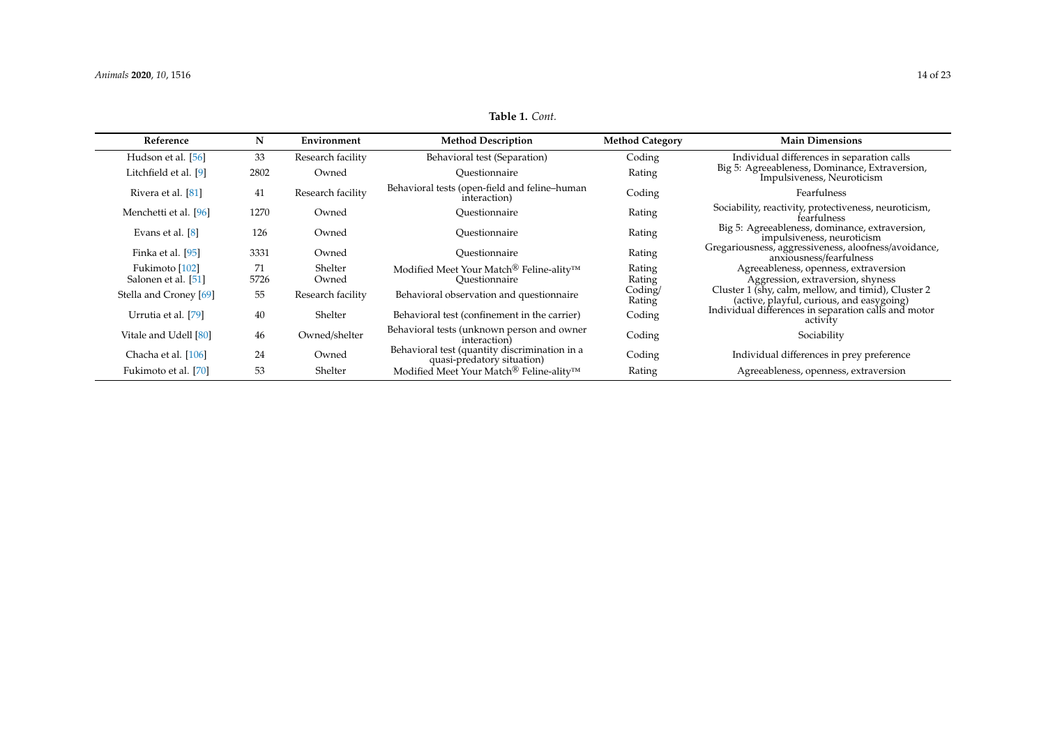**Table 1.** *Cont.*

| Reference | N | Environment | Method Description | Method Category | Main Dimensions |
|---|---|---|---|---|---|
| Hudson et al. [56] | 33 | Research facility | Behavioral test (Separation) | Coding | Individual differences in separation calls |
| Litchfield et al. [9] | 2802 | Owned | Questionnaire | Rating | Big 5: Agreeableness, Dominance, Extraversion, Impulsiveness, Neuroticism |
| Rivera et al. [81] | 41 | Research facility | Behavioral tests (open-field and feline–human interaction) | Coding | Fearfulness |
| Menchetti et al. [96] | 1270 | Owned | Questionnaire | Rating | Sociability, reactivity, protectiveness, neuroticism, fearfulness |
| Evans et al. [8] | 126 | Owned | Questionnaire | Rating | Big 5: Agreeableness, dominance, extraversion, impulsiveness, neuroticism |
| Finka et al. [95] | 3331 | Owned | Questionnaire | Rating | Gregariousness, aggressiveness, aloofness/avoidance, anxiousness/fearfulness |
| Fukimoto [102] | 71 | Shelter | Modified Meet Your Match® Feline-ality™ | Rating | Agreeableness, openness, extraversion |
| Salonen et al. [51] | 5726 | Owned | Questionnaire | Rating | Aggression, extraversion, shyness |
| Stella and Croney [69] | 55 | Research facility | Behavioral observation and questionnaire | Coding/ Rating | Cluster 1 (shy, calm, mellow, and timid), Cluster 2 (active, playful, curious, and easygoing) |
| Urrutia et al. [79] | 40 | Shelter | Behavioral test (confinement in the carrier) | Coding | Individual differences in separation calls and motor activity |
| Vitale and Udell [80] | 46 | Owned/shelter | Behavioral tests (unknown person and owner interaction) | Coding | Sociability |
| Chacha et al. [106] | 24 | Owned | Behavioral test (quantity discrimination in a quasi-predatory situation) | Coding | Individual differences in prey preference |
| Fukimoto et al. [70] | 53 | Shelter | Modified Meet Your Match® Feline-ality™ | Rating | Agreeableness, openness, extraversion |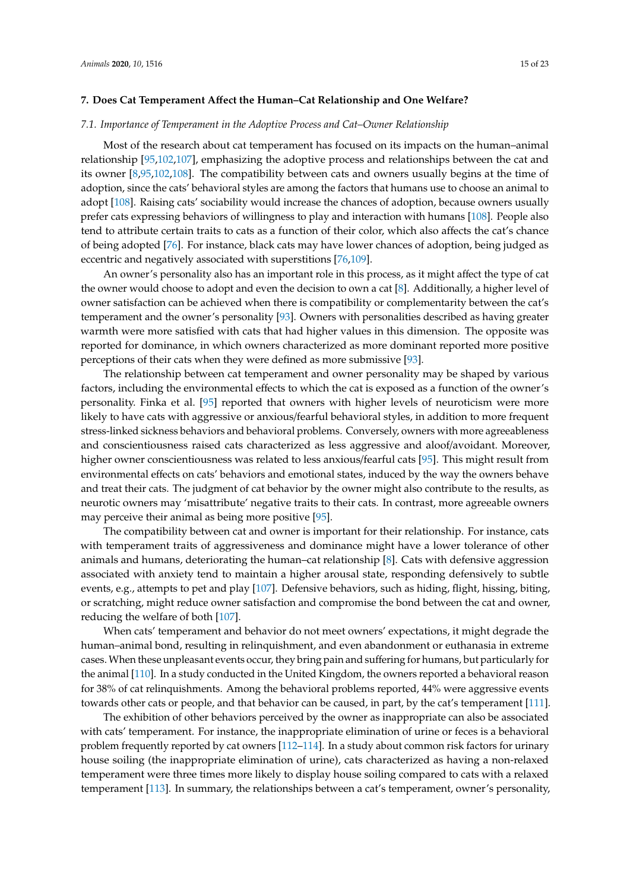## 7. Does Cat Temperament Affect the Human–Cat Relationship and One Welfare?

### *7.1. Importance of Temperament in the Adoptive Process and Cat–Owner Relationship*

Most of the research about cat temperament has focused on its impacts on the human–animal relationship [95,102,107], emphasizing the adoptive process and relationships between the cat and its owner [8,95,102,108]. The compatibility between cats and owners usually begins at the time of adoption, since the cats' behavioral styles are among the factors that humans use to choose an animal to adopt [108]. Raising cats' sociability would increase the chances of adoption, because owners usually prefer cats expressing behaviors of willingness to play and interaction with humans [108]. People also tend to attribute certain traits to cats as a function of their color, which also affects the cat's chance of being adopted [76]. For instance, black cats may have lower chances of adoption, being judged as eccentric and negatively associated with superstitions [76,109].

An owner's personality also has an important role in this process, as it might affect the type of cat the owner would choose to adopt and even the decision to own a cat [8]. Additionally, a higher level of owner satisfaction can be achieved when there is compatibility or complementarity between the cat's temperament and the owner's personality [93]. Owners with personalities described as having greater warmth were more satisfied with cats that had higher values in this dimension. The opposite was reported for dominance, in which owners characterized as more dominant reported more positive perceptions of their cats when they were defined as more submissive [93].

The relationship between cat temperament and owner personality may be shaped by various factors, including the environmental effects to which the cat is exposed as a function of the owner's personality. Finka et al. [95] reported that owners with higher levels of neuroticism were more likely to have cats with aggressive or anxious/fearful behavioral styles, in addition to more frequent stress-linked sickness behaviors and behavioral problems. Conversely, owners with more agreeableness and conscientiousness raised cats characterized as less aggressive and aloof/avoidant. Moreover, higher owner conscientiousness was related to less anxious/fearful cats [95]. This might result from environmental effects on cats' behaviors and emotional states, induced by the way the owners behave and treat their cats. The judgment of cat behavior by the owner might also contribute to the results, as neurotic owners may 'misattribute' negative traits to their cats. In contrast, more agreeable owners may perceive their animal as being more positive [95].

The compatibility between cat and owner is important for their relationship. For instance, cats with temperament traits of aggressiveness and dominance might have a lower tolerance of other animals and humans, deteriorating the human–cat relationship [8]. Cats with defensive aggression associated with anxiety tend to maintain a higher arousal state, responding defensively to subtle events, e.g., attempts to pet and play [107]. Defensive behaviors, such as hiding, flight, hissing, biting, or scratching, might reduce owner satisfaction and compromise the bond between the cat and owner, reducing the welfare of both [107].

When cats' temperament and behavior do not meet owners' expectations, it might degrade the human–animal bond, resulting in relinquishment, and even abandonment or euthanasia in extreme cases. When these unpleasant events occur, they bring pain and suffering for humans, but particularly for the animal [110]. In a study conducted in the United Kingdom, the owners reported a behavioral reason for 38% of cat relinquishments. Among the behavioral problems reported, 44% were aggressive events towards other cats or people, and that behavior can be caused, in part, by the cat's temperament [111].

The exhibition of other behaviors perceived by the owner as inappropriate can also be associated with cats' temperament. For instance, the inappropriate elimination of urine or feces is a behavioral problem frequently reported by cat owners [112–114]. In a study about common risk factors for urinary house soiling (the inappropriate elimination of urine), cats characterized as having a non-relaxed temperament were three times more likely to display house soiling compared to cats with a relaxed temperament [113]. In summary, the relationships between a cat's temperament, owner's personality,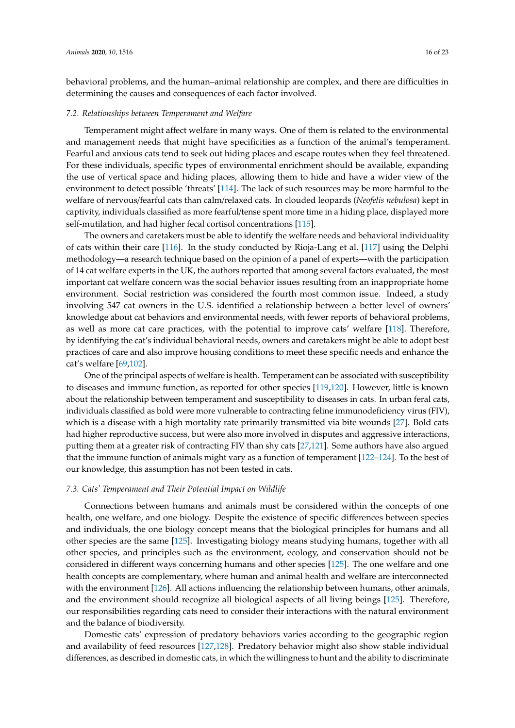behavioral problems, and the human–animal relationship are complex, and there are difficulties in determining the causes and consequences of each factor involved.

### 7.2. Relationships between Temperament and Welfare

Temperament might affect welfare in many ways. One of them is related to the environmental and management needs that might have specificities as a function of the animal's temperament. Fearful and anxious cats tend to seek out hiding places and escape routes when they feel threatened. For these individuals, specific types of environmental enrichment should be available, expanding the use of vertical space and hiding places, allowing them to hide and have a wider view of the environment to detect possible 'threats' [114]. The lack of such resources may be more harmful to the welfare of nervous/fearful cats than calm/relaxed cats. In clouded leopards (*Neofelis nebulosa*) kept in captivity, individuals classified as more fearful/tense spent more time in a hiding place, displayed more self-mutilation, and had higher fecal cortisol concentrations [115].

The owners and caretakers must be able to identify the welfare needs and behavioral individuality of cats within their care [116]. In the study conducted by Rioja-Lang et al. [117] using the Delphi methodology—a research technique based on the opinion of a panel of experts—with the participation of 14 cat welfare experts in the UK, the authors reported that among several factors evaluated, the most important cat welfare concern was the social behavior issues resulting from an inappropriate home environment. Social restriction was considered the fourth most common issue. Indeed, a study involving 547 cat owners in the U.S. identified a relationship between a better level of owners' knowledge about cat behaviors and environmental needs, with fewer reports of behavioral problems, as well as more cat care practices, with the potential to improve cats' welfare [118]. Therefore, by identifying the cat's individual behavioral needs, owners and caretakers might be able to adopt best practices of care and also improve housing conditions to meet these specific needs and enhance the cat's welfare [69,102].

One of the principal aspects of welfare is health. Temperament can be associated with susceptibility to diseases and immune function, as reported for other species [119,120]. However, little is known about the relationship between temperament and susceptibility to diseases in cats. In urban feral cats, individuals classified as bold were more vulnerable to contracting feline immunodeficiency virus (FIV), which is a disease with a high mortality rate primarily transmitted via bite wounds [27]. Bold cats had higher reproductive success, but were also more involved in disputes and aggressive interactions, putting them at a greater risk of contracting FIV than shy cats [27,121]. Some authors have also argued that the immune function of animals might vary as a function of temperament [122–124]. To the best of our knowledge, this assumption has not been tested in cats.

### 7.3. Cats' Temperament and Their Potential Impact on Wildlife

Connections between humans and animals must be considered within the concepts of one health, one welfare, and one biology. Despite the existence of specific differences between species and individuals, the one biology concept means that the biological principles for humans and all other species are the same [125]. Investigating biology means studying humans, together with all other species, and principles such as the environment, ecology, and conservation should not be considered in different ways concerning humans and other species [125]. The one welfare and one health concepts are complementary, where human and animal health and welfare are interconnected with the environment [126]. All actions influencing the relationship between humans, other animals, and the environment should recognize all biological aspects of all living beings [125]. Therefore, our responsibilities regarding cats need to consider their interactions with the natural environment and the balance of biodiversity.

Domestic cats' expression of predatory behaviors varies according to the geographic region and availability of feed resources [127,128]. Predatory behavior might also show stable individual differences, as described in domestic cats, in which the willingness to hunt and the ability to discriminate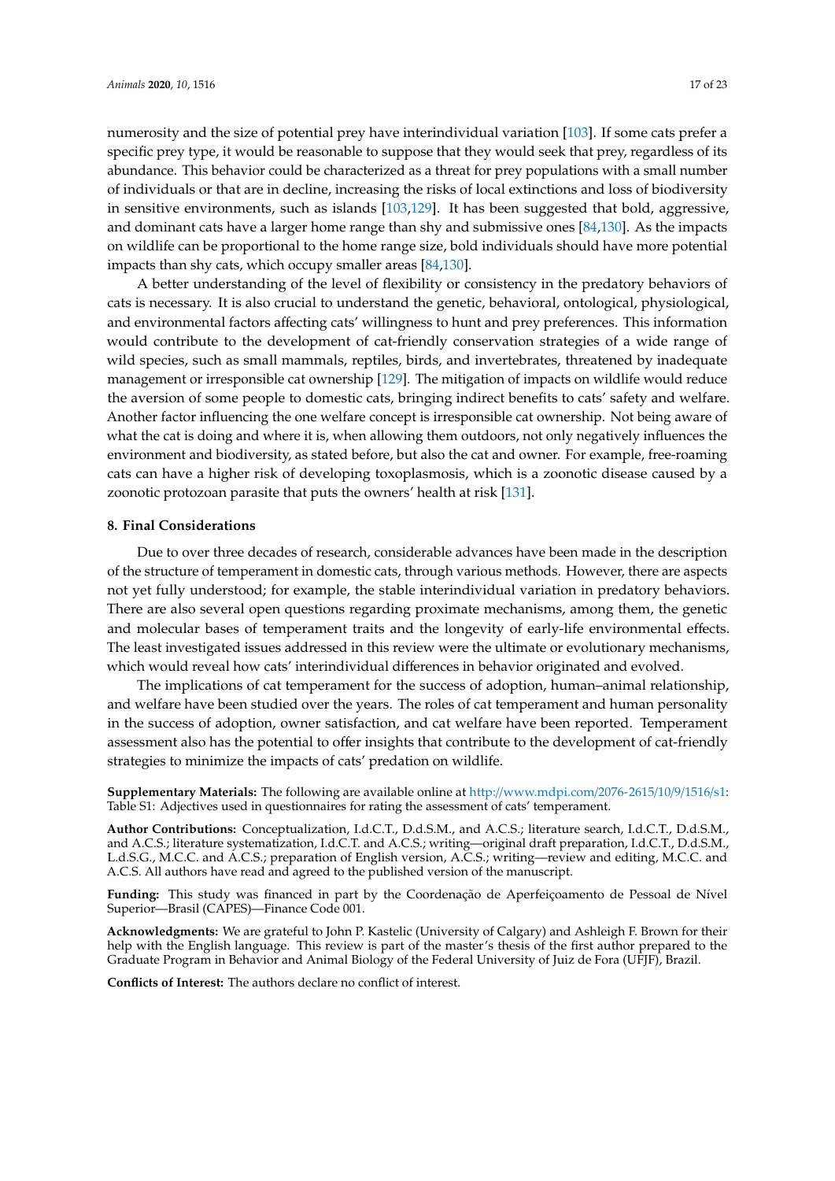numerosity and the size of potential prey have interindividual variation [103]. If some cats prefer a specific prey type, it would be reasonable to suppose that they would seek that prey, regardless of its abundance. This behavior could be characterized as a threat for prey populations with a small number of individuals or that are in decline, increasing the risks of local extinctions and loss of biodiversity in sensitive environments, such as islands [103,129]. It has been suggested that bold, aggressive, and dominant cats have a larger home range than shy and submissive ones [84,130]. As the impacts on wildlife can be proportional to the home range size, bold individuals should have more potential impacts than shy cats, which occupy smaller areas [84,130].

A better understanding of the level of flexibility or consistency in the predatory behaviors of cats is necessary. It is also crucial to understand the genetic, behavioral, ontological, physiological, and environmental factors affecting cats' willingness to hunt and prey preferences. This information would contribute to the development of cat-friendly conservation strategies of a wide range of wild species, such as small mammals, reptiles, birds, and invertebrates, threatened by inadequate management or irresponsible cat ownership [129]. The mitigation of impacts on wildlife would reduce the aversion of some people to domestic cats, bringing indirect benefits to cats' safety and welfare. Another factor influencing the one welfare concept is irresponsible cat ownership. Not being aware of what the cat is doing and where it is, when allowing them outdoors, not only negatively influences the environment and biodiversity, as stated before, but also the cat and owner. For example, free-roaming cats can have a higher risk of developing toxoplasmosis, which is a zoonotic disease caused by a zoonotic protozoan parasite that puts the owners' health at risk [131].

## 8. Final Considerations

Due to over three decades of research, considerable advances have been made in the description of the structure of temperament in domestic cats, through various methods. However, there are aspects not yet fully understood; for example, the stable interindividual variation in predatory behaviors. There are also several open questions regarding proximate mechanisms, among them, the genetic and molecular bases of temperament traits and the longevity of early-life environmental effects. The least investigated issues addressed in this review were the ultimate or evolutionary mechanisms, which would reveal how cats' interindividual differences in behavior originated and evolved.

The implications of cat temperament for the success of adoption, human–animal relationship, and welfare have been studied over the years. The roles of cat temperament and human personality in the success of adoption, owner satisfaction, and cat welfare have been reported. Temperament assessment also has the potential to offer insights that contribute to the development of cat-friendly strategies to minimize the impacts of cats' predation on wildlife.

**Supplementary Materials:** The following are available online at http://www.mdpi.com/2076-2615/10/9/1516/s1: Table S1: Adjectives used in questionnaires for rating the assessment of cats' temperament.

**Author Contributions:** Conceptualization, I.d.C.T., D.d.S.M., and A.C.S.; literature search, I.d.C.T., D.d.S.M., and A.C.S.; literature systematization, I.d.C.T. and A.C.S.; writing—original draft preparation, I.d.C.T., D.d.S.M., L.d.S.G., M.C.C. and A.C.S.; preparation of English version, A.C.S.; writing—review and editing, M.C.C. and A.C.S. All authors have read and agreed to the published version of the manuscript.

**Funding:** This study was financed in part by the Coordenação de Aperfeiçoamento de Pessoal de Nível Superior—Brasil (CAPES)—Finance Code 001.

**Acknowledgments:** We are grateful to John P. Kastelic (University of Calgary) and Ashleigh F. Brown for their help with the English language. This review is part of the master's thesis of the first author prepared to the Graduate Program in Behavior and Animal Biology of the Federal University of Juiz de Fora (UFJF), Brazil.

**Conflicts of Interest:** The authors declare no conflict of interest.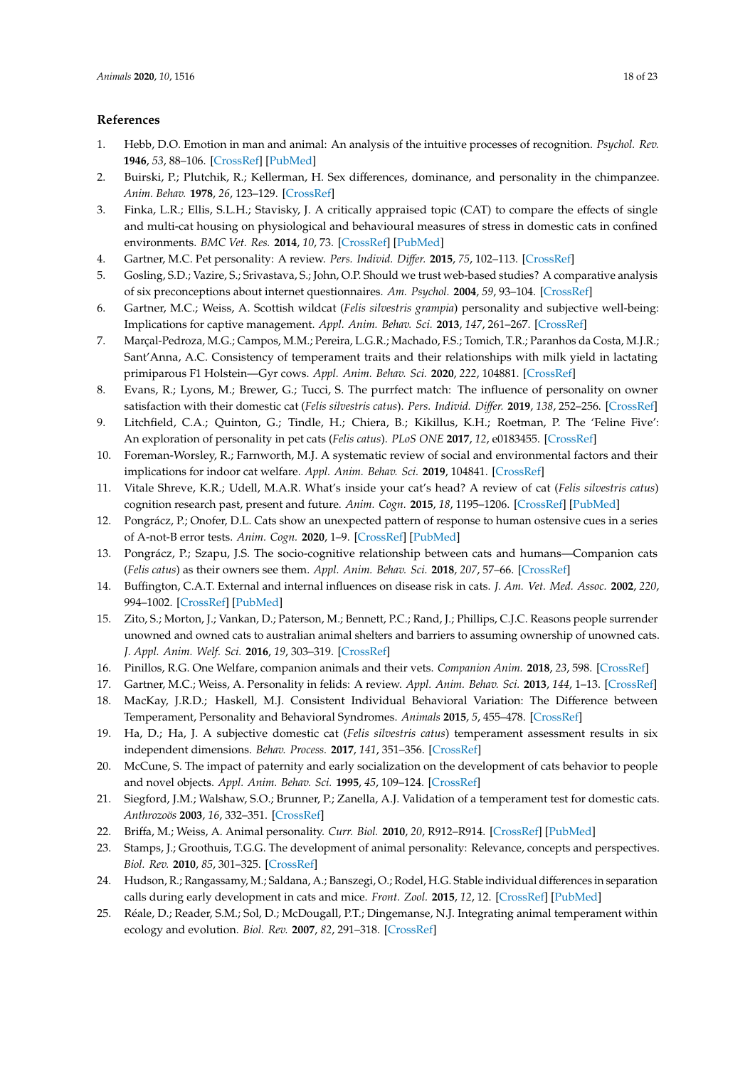## References

1. Hebb, D.O. Emotion in man and animal: An analysis of the intuitive processes of recognition. *Psychol. Rev.* **1946**, *53*, 88–106. [CrossRef] [PubMed]
2. Buirski, P.; Plutchik, R.; Kellerman, H. Sex differences, dominance, and personality in the chimpanzee. *Anim. Behav.* **1978**, *26*, 123–129. [CrossRef]
3. Finka, L.R.; Ellis, S.L.H.; Stavisky, J. A critically appraised topic (CAT) to compare the effects of single and multi-cat housing on physiological and behavioural measures of stress in domestic cats in confined environments. *BMC Vet. Res.* **2014**, *10*, 73. [CrossRef] [PubMed]
4. Gartner, M.C. Pet personality: A review. *Pers. Individ. Differ.* **2015**, *75*, 102–113. [CrossRef]
5. Gosling, S.D.; Vazire, S.; Srivastava, S.; John, O.P. Should we trust web-based studies? A comparative analysis of six preconceptions about internet questionnaires. *Am. Psychol.* **2004**, *59*, 93–104. [CrossRef]
6. Gartner, M.C.; Weiss, A. Scottish wildcat (*Felis silvestris grampia*) personality and subjective well-being: Implications for captive management. *Appl. Anim. Behav. Sci.* **2013**, *147*, 261–267. [CrossRef]
7. Marçal-Pedroza, M.G.; Campos, M.M.; Pereira, L.G.R.; Machado, F.S.; Tomich, T.R.; Paranhos da Costa, M.J.R.; Sant'Anna, A.C. Consistency of temperament traits and their relationships with milk yield in lactating primiparous F1 Holstein—Gyr cows. *Appl. Anim. Behav. Sci.* **2020**, *222*, 104881. [CrossRef]
8. Evans, R.; Lyons, M.; Brewer, G.; Tucci, S. The purrfect match: The influence of personality on owner satisfaction with their domestic cat (*Felis silvestris catus*). *Pers. Individ. Differ.* **2019**, *138*, 252–256. [CrossRef]
9. Litchfield, C.A.; Quinton, G.; Tindle, H.; Chiera, B.; Kikillus, K.H.; Roetman, P. The 'Feline Five': An exploration of personality in pet cats (*Felis catus*). *PLoS ONE* **2017**, *12*, e0183455. [CrossRef]
10. Foreman-Worsley, R.; Farnworth, M.J. A systematic review of social and environmental factors and their implications for indoor cat welfare. *Appl. Anim. Behav. Sci.* **2019**, 104841. [CrossRef]
11. Vitale Shreve, K.R.; Udell, M.A.R. What's inside your cat's head? A review of cat (*Felis silvestris catus*) cognition research past, present and future. *Anim. Cogn.* **2015**, *18*, 1195–1206. [CrossRef] [PubMed]
12. Pongrácz, P.; Onofer, D.L. Cats show an unexpected pattern of response to human ostensive cues in a series of A-not-B error tests. *Anim. Cogn.* **2020**, 1–9. [CrossRef] [PubMed]
13. Pongrácz, P.; Szapu, J.S. The socio-cognitive relationship between cats and humans—Companion cats (*Felis catus*) as their owners see them. *Appl. Anim. Behav. Sci.* **2018**, *207*, 57–66. [CrossRef]
14. Buffington, C.A.T. External and internal influences on disease risk in cats. *J. Am. Vet. Med. Assoc.* **2002**, *220*, 994–1002. [CrossRef] [PubMed]
15. Zito, S.; Morton, J.; Vankan, D.; Paterson, M.; Bennett, P.C.; Rand, J.; Phillips, C.J.C. Reasons people surrender unowned and owned cats to australian animal shelters and barriers to assuming ownership of unowned cats. *J. Appl. Anim. Welf. Sci.* **2016**, *19*, 303–319. [CrossRef]
16. Pinillos, R.G. One Welfare, companion animals and their vets. *Companion Anim.* **2018**, *23*, 598. [CrossRef]
17. Gartner, M.C.; Weiss, A. Personality in felids: A review. *Appl. Anim. Behav. Sci.* **2013**, *144*, 1–13. [CrossRef]
18. MacKay, J.R.D.; Haskell, M.J. Consistent Individual Behavioral Variation: The Difference between Temperament, Personality and Behavioral Syndromes. *Animals* **2015**, *5*, 455–478. [CrossRef]
19. Ha, D.; Ha, J. A subjective domestic cat (*Felis silvestris catus*) temperament assessment results in six independent dimensions. *Behav. Process.* **2017**, *141*, 351–356. [CrossRef]
20. McCune, S. The impact of paternity and early socialization on the development of cats behavior to people and novel objects. *Appl. Anim. Behav. Sci.* **1995**, *45*, 109–124. [CrossRef]
21. Siegford, J.M.; Walshaw, S.O.; Brunner, P.; Zanella, A.J. Validation of a temperament test for domestic cats. *Anthrozoös* **2003**, *16*, 332–351. [CrossRef]
22. Briffa, M.; Weiss, A. Animal personality. *Curr. Biol.* **2010**, *20*, R912–R914. [CrossRef] [PubMed]
23. Stamps, J.; Groothuis, T.G.G. The development of animal personality: Relevance, concepts and perspectives. *Biol. Rev.* **2010**, *85*, 301–325. [CrossRef]
24. Hudson, R.; Rangassamy, M.; Saldana, A.; Banszegi, O.; Rodel, H.G. Stable individual differences in separation calls during early development in cats and mice. *Front. Zool.* **2015**, *12*, 12. [CrossRef] [PubMed]
25. Réale, D.; Reader, S.M.; Sol, D.; McDougall, P.T.; Dingemanse, N.J. Integrating animal temperament within ecology and evolution. *Biol. Rev.* **2007**, *82*, 291–318. [CrossRef]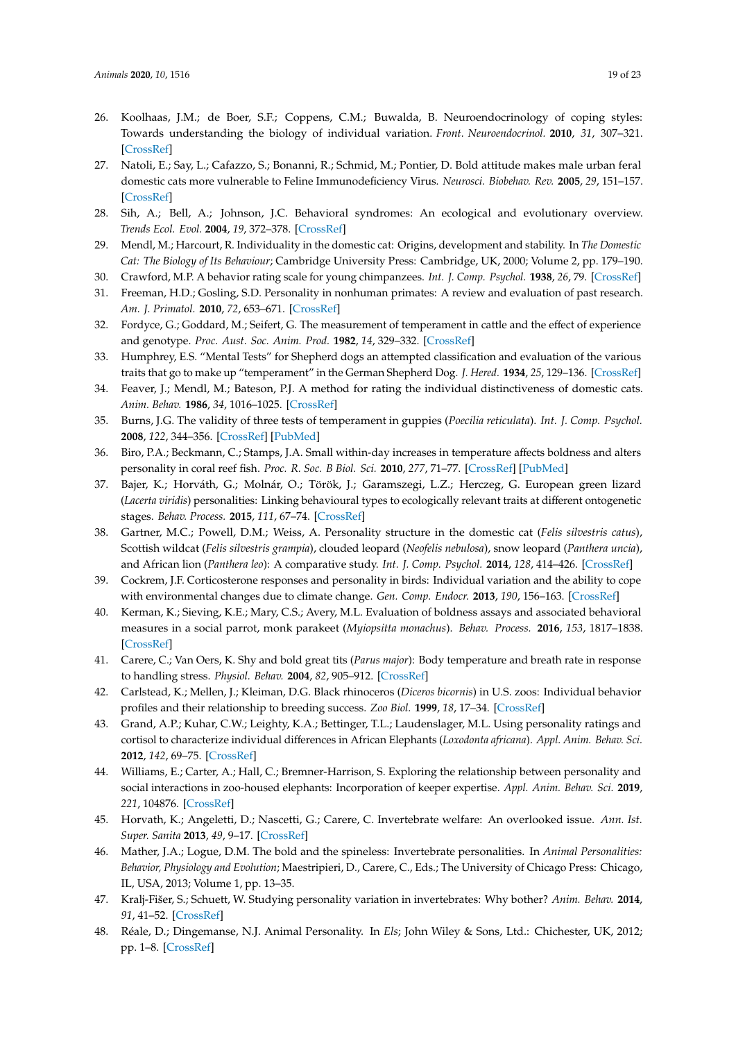26. Koolhaas, J.M.; de Boer, S.F.; Coppens, C.M.; Buwalda, B. Neuroendocrinology of coping styles: Towards understanding the biology of individual variation. *Front. Neuroendocrinol.* **2010**, *31*, 307–321. [CrossRef]
27. Natoli, E.; Say, L.; Cafazzo, S.; Bonanni, R.; Schmid, M.; Pontier, D. Bold attitude makes male urban feral domestic cats more vulnerable to Feline Immunodeficiency Virus. *Neurosci. Biobehav. Rev.* **2005**, *29*, 151–157. [CrossRef]
28. Sih, A.; Bell, A.; Johnson, J.C. Behavioral syndromes: An ecological and evolutionary overview. *Trends Ecol. Evol.* **2004**, *19*, 372–378. [CrossRef]
29. Mendl, M.; Harcourt, R. Individuality in the domestic cat: Origins, development and stability. In *The Domestic Cat: The Biology of Its Behaviour*; Cambridge University Press: Cambridge, UK, 2000; Volume 2, pp. 179–190.
30. Crawford, M.P. A behavior rating scale for young chimpanzees. *Int. J. Comp. Psychol.* **1938**, *26*, 79. [CrossRef]
31. Freeman, H.D.; Gosling, S.D. Personality in nonhuman primates: A review and evaluation of past research. *Am. J. Primatol.* **2010**, *72*, 653–671. [CrossRef]
32. Fordyce, G.; Goddard, M.; Seifert, G. The measurement of temperament in cattle and the effect of experience and genotype. *Proc. Aust. Soc. Anim. Prod.* **1982**, *14*, 329–332. [CrossRef]
33. Humphrey, E.S. "Mental Tests" for Shepherd dogs an attempted classification and evaluation of the various traits that go to make up "temperament" in the German Shepherd Dog. *J. Hered.* **1934**, *25*, 129–136. [CrossRef]
34. Feaver, J.; Mendl, M.; Bateson, P.J. A method for rating the individual distinctiveness of domestic cats. *Anim. Behav.* **1986**, *34*, 1016–1025. [CrossRef]
35. Burns, J.G. The validity of three tests of temperament in guppies (*Poecilia reticulata*). *Int. J. Comp. Psychol.* **2008**, *122*, 344–356. [CrossRef] [PubMed]
36. Biro, P.A.; Beckmann, C.; Stamps, J.A. Small within-day increases in temperature affects boldness and alters personality in coral reef fish. *Proc. R. Soc. B Biol. Sci.* **2010**, *277*, 71–77. [CrossRef] [PubMed]
37. Bajer, K.; Horváth, G.; Molnár, O.; Török, J.; Garamszegi, L.Z.; Herczeg, G. European green lizard (*Lacerta viridis*) personalities: Linking behavioural types to ecologically relevant traits at different ontogenetic stages. *Behav. Process.* **2015**, *111*, 67–74. [CrossRef]
38. Gartner, M.C.; Powell, D.M.; Weiss, A. Personality structure in the domestic cat (*Felis silvestris catus*), Scottish wildcat (*Felis silvestris grampia*), clouded leopard (*Neofelis nebulosa*), snow leopard (*Panthera uncia*), and African lion (*Panthera leo*): A comparative study. *Int. J. Comp. Psychol.* **2014**, *128*, 414–426. [CrossRef]
39. Cockrem, J.F. Corticosterone responses and personality in birds: Individual variation and the ability to cope with environmental changes due to climate change. *Gen. Comp. Endocr.* **2013**, *190*, 156–163. [CrossRef]
40. Kerman, K.; Sieving, K.E.; Mary, C.S.; Avery, M.L. Evaluation of boldness assays and associated behavioral measures in a social parrot, monk parakeet (*Myiopsitta monachus*). *Behav. Process.* **2016**, *153*, 1817–1838. [CrossRef]
41. Carere, C.; Van Oers, K. Shy and bold great tits (*Parus major*): Body temperature and breath rate in response to handling stress. *Physiol. Behav.* **2004**, *82*, 905–912. [CrossRef]
42. Carlstead, K.; Mellen, J.; Kleiman, D.G. Black rhinoceros (*Diceros bicornis*) in U.S. zoos: Individual behavior profiles and their relationship to breeding success. *Zoo Biol.* **1999**, *18*, 17–34. [CrossRef]
43. Grand, A.P.; Kuhar, C.W.; Leighty, K.A.; Bettinger, T.L.; Laudenslager, M.L. Using personality ratings and cortisol to characterize individual differences in African Elephants (*Loxodonta africana*). *Appl. Anim. Behav. Sci.* **2012**, *142*, 69–75. [CrossRef]
44. Williams, E.; Carter, A.; Hall, C.; Bremner-Harrison, S. Exploring the relationship between personality and social interactions in zoo-housed elephants: Incorporation of keeper expertise. *Appl. Anim. Behav. Sci.* **2019**, *221*, 104876. [CrossRef]
45. Horvath, K.; Angeletti, D.; Nascetti, G.; Carere, C. Invertebrate welfare: An overlooked issue. *Ann. Ist. Super. Sanita* **2013**, *49*, 9–17. [CrossRef]
46. Mather, J.A.; Logue, D.M. The bold and the spineless: Invertebrate personalities. In *Animal Personalities: Behavior, Physiology and Evolution*; Maestripieri, D., Carere, C., Eds.; The University of Chicago Press: Chicago, IL, USA, 2013; Volume 1, pp. 13–35.
47. Kralj-Fišer, S.; Schuett, W. Studying personality variation in invertebrates: Why bother? *Anim. Behav.* **2014**, *91*, 41–52. [CrossRef]
48. Réale, D.; Dingemanse, N.J. Animal Personality. In *Els*; John Wiley & Sons, Ltd.: Chichester, UK, 2012; pp. 1–8. [CrossRef]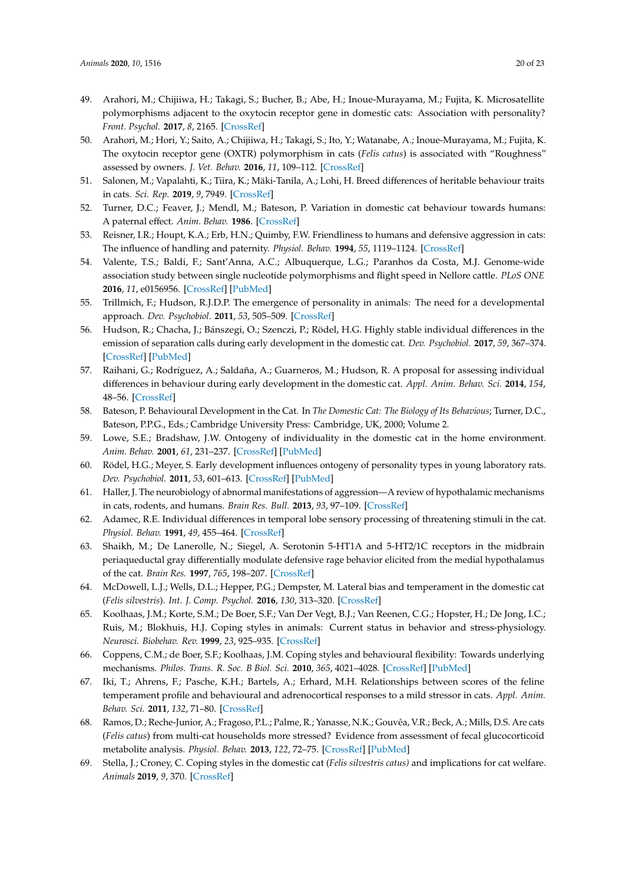49. Arahori, M.; Chijiiwa, H.; Takagi, S.; Bucher, B.; Abe, H.; Inoue-Murayama, M.; Fujita, K. Microsatellite polymorphisms adjacent to the oxytocin receptor gene in domestic cats: Association with personality? *Front. Psychol.* **2017**, *8*, 2165. [CrossRef]
50. Arahori, M.; Hori, Y.; Saito, A.; Chijiiwa, H.; Takagi, S.; Ito, Y.; Watanabe, A.; Inoue-Murayama, M.; Fujita, K. The oxytocin receptor gene (OXTR) polymorphism in cats (*Felis catus*) is associated with "Roughness" assessed by owners. *J. Vet. Behav.* **2016**, *11*, 109–112. [CrossRef]
51. Salonen, M.; Vapalahti, K.; Tiira, K.; Mäki-Tanila, A.; Lohi, H. Breed differences of heritable behaviour traits in cats. *Sci. Rep.* **2019**, *9*, 7949. [CrossRef]
52. Turner, D.C.; Feaver, J.; Mendl, M.; Bateson, P. Variation in domestic cat behaviour towards humans: A paternal effect. *Anim. Behav.* **1986**. [CrossRef]
53. Reisner, I.R.; Houpt, K.A.; Erb, H.N.; Quimby, F.W. Friendliness to humans and defensive aggression in cats: The influence of handling and paternity. *Physiol. Behav.* **1994**, *55*, 1119–1124. [CrossRef]
54. Valente, T.S.; Baldi, F.; Sant'Anna, A.C.; Albuquerque, L.G.; Paranhos da Costa, M.J. Genome-wide association study between single nucleotide polymorphisms and flight speed in Nellore cattle. *PLoS ONE* **2016**, *11*, e0156956. [CrossRef] [PubMed]
55. Trillmich, F.; Hudson, R.J.D.P. The emergence of personality in animals: The need for a developmental approach. *Dev. Psychobiol.* **2011**, *53*, 505–509. [CrossRef]
56. Hudson, R.; Chacha, J.; Bánszegi, O.; Szenczi, P.; Rödel, H.G. Highly stable individual differences in the emission of separation calls during early development in the domestic cat. *Dev. Psychobiol.* **2017**, *59*, 367–374. [CrossRef] [PubMed]
57. Raihani, G.; Rodríguez, A.; Saldaña, A.; Guarneros, M.; Hudson, R. A proposal for assessing individual differences in behaviour during early development in the domestic cat. *Appl. Anim. Behav. Sci.* **2014**, *154*, 48–56. [CrossRef]
58. Bateson, P. Behavioural Development in the Cat. In *The Domestic Cat: The Biology of Its Behavious*; Turner, D.C., Bateson, P.P.G., Eds.; Cambridge University Press: Cambridge, UK, 2000; Volume 2.
59. Lowe, S.E.; Bradshaw, J.W. Ontogeny of individuality in the domestic cat in the home environment. *Anim. Behav.* **2001**, *61*, 231–237. [CrossRef] [PubMed]
60. Rödel, H.G.; Meyer, S. Early development influences ontogeny of personality types in young laboratory rats. *Dev. Psychobiol.* **2011**, *53*, 601–613. [CrossRef] [PubMed]
61. Haller, J. The neurobiology of abnormal manifestations of aggression—A review of hypothalamic mechanisms in cats, rodents, and humans. *Brain Res. Bull.* **2013**, *93*, 97–109. [CrossRef]
62. Adamec, R.E. Individual differences in temporal lobe sensory processing of threatening stimuli in the cat. *Physiol. Behav.* **1991**, *49*, 455–464. [CrossRef]
63. Shaikh, M.; De Lanerolle, N.; Siegel, A. Serotonin 5-HT1A and 5-HT2/1C receptors in the midbrain periaqueductal gray differentially modulate defensive rage behavior elicited from the medial hypothalamus of the cat. *Brain Res.* **1997**, *765*, 198–207. [CrossRef]
64. McDowell, L.J.; Wells, D.L.; Hepper, P.G.; Dempster, M. Lateral bias and temperament in the domestic cat (*Felis silvestris*). *Int. J. Comp. Psychol.* **2016**, *130*, 313–320. [CrossRef]
65. Koolhaas, J.M.; Korte, S.M.; De Boer, S.F.; Van Der Vegt, B.J.; Van Reenen, C.G.; Hopster, H.; De Jong, I.C.; Ruis, M.; Blokhuis, H.J. Coping styles in animals: Current status in behavior and stress-physiology. *Neurosci. Biobehav. Rev.* **1999**, *23*, 925–935. [CrossRef]
66. Coppens, C.M.; de Boer, S.F.; Koolhaas, J.M. Coping styles and behavioural flexibility: Towards underlying mechanisms. *Philos. Trans. R. Soc. B Biol. Sci.* **2010**, *365*, 4021–4028. [CrossRef] [PubMed]
67. Iki, T.; Ahrens, F.; Pasche, K.H.; Bartels, A.; Erhard, M.H. Relationships between scores of the feline temperament profile and behavioural and adrenocortical responses to a mild stressor in cats. *Appl. Anim. Behav. Sci.* **2011**, *132*, 71–80. [CrossRef]
68. Ramos, D.; Reche-Junior, A.; Fragoso, P.L.; Palme, R.; Yanasse, N.K.; Gouvêa, V.R.; Beck, A.; Mills, D.S. Are cats (*Felis catus*) from multi-cat households more stressed? Evidence from assessment of fecal glucocorticoid metabolite analysis. *Physiol. Behav.* **2013**, *122*, 72–75. [CrossRef] [PubMed]
69. Stella, J.; Croney, C. Coping styles in the domestic cat (*Felis silvestris catus)* and implications for cat welfare. *Animals* **2019**, *9*, 370. [CrossRef]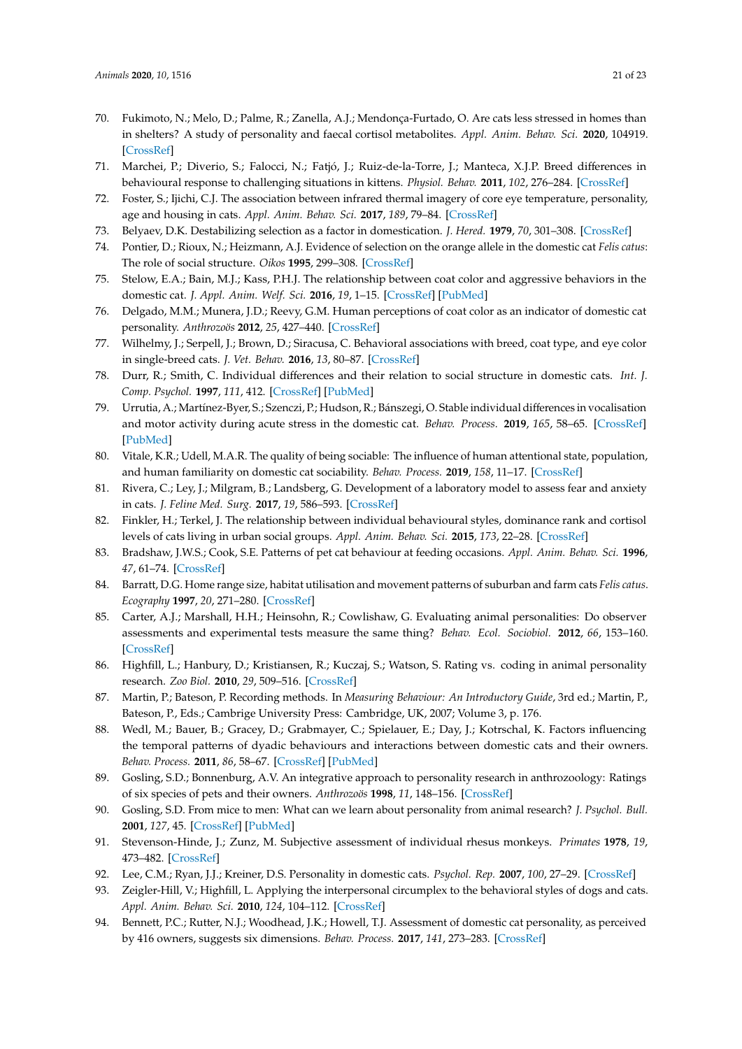70. Fukimoto, N.; Melo, D.; Palme, R.; Zanella, A.J.; Mendonça-Furtado, O. Are cats less stressed in homes than in shelters? A study of personality and faecal cortisol metabolites. *Appl. Anim. Behav. Sci.* **2020**, 104919. [CrossRef]
71. Marchei, P.; Diverio, S.; Falocci, N.; Fatjó, J.; Ruiz-de-la-Torre, J.; Manteca, X.J.P. Breed differences in behavioural response to challenging situations in kittens. *Physiol. Behav.* **2011**, *102*, 276–284. [CrossRef]
72. Foster, S.; Ijichi, C.J. The association between infrared thermal imagery of core eye temperature, personality, age and housing in cats. *Appl. Anim. Behav. Sci.* **2017**, *189*, 79–84. [CrossRef]
73. Belyaev, D.K. Destabilizing selection as a factor in domestication. *J. Hered.* **1979**, *70*, 301–308. [CrossRef]
74. Pontier, D.; Rioux, N.; Heizmann, A.J. Evidence of selection on the orange allele in the domestic cat *Felis catus*: The role of social structure. *Oikos* **1995**, 299–308. [CrossRef]
75. Stelow, E.A.; Bain, M.J.; Kass, P.H.J. The relationship between coat color and aggressive behaviors in the domestic cat. *J. Appl. Anim. Welf. Sci.* **2016**, *19*, 1–15. [CrossRef] [PubMed]
76. Delgado, M.M.; Munera, J.D.; Reevy, G.M. Human perceptions of coat color as an indicator of domestic cat personality. *Anthrozoös* **2012**, *25*, 427–440. [CrossRef]
77. Wilhelmy, J.; Serpell, J.; Brown, D.; Siracusa, C. Behavioral associations with breed, coat type, and eye color in single-breed cats. *J. Vet. Behav.* **2016**, *13*, 80–87. [CrossRef]
78. Durr, R.; Smith, C. Individual differences and their relation to social structure in domestic cats. *Int. J. Comp. Psychol.* **1997**, *111*, 412. [CrossRef] [PubMed]
79. Urrutia, A.; Martínez-Byer, S.; Szenczi, P.; Hudson, R.; Bánszegi, O. Stable individual differences in vocalisation and motor activity during acute stress in the domestic cat. *Behav. Process.* **2019**, *165*, 58–65. [CrossRef] [PubMed]
80. Vitale, K.R.; Udell, M.A.R. The quality of being sociable: The influence of human attentional state, population, and human familiarity on domestic cat sociability. *Behav. Process.* **2019**, *158*, 11–17. [CrossRef]
81. Rivera, C.; Ley, J.; Milgram, B.; Landsberg, G. Development of a laboratory model to assess fear and anxiety in cats. *J. Feline Med. Surg.* **2017**, *19*, 586–593. [CrossRef]
82. Finkler, H.; Terkel, J. The relationship between individual behavioural styles, dominance rank and cortisol levels of cats living in urban social groups. *Appl. Anim. Behav. Sci.* **2015**, *173*, 22–28. [CrossRef]
83. Bradshaw, J.W.S.; Cook, S.E. Patterns of pet cat behaviour at feeding occasions. *Appl. Anim. Behav. Sci.* **1996**, *47*, 61–74. [CrossRef]
84. Barratt, D.G. Home range size, habitat utilisation and movement patterns of suburban and farm cats *Felis catus*. *Ecography* **1997**, *20*, 271–280. [CrossRef]
85. Carter, A.J.; Marshall, H.H.; Heinsohn, R.; Cowlishaw, G. Evaluating animal personalities: Do observer assessments and experimental tests measure the same thing? *Behav. Ecol. Sociobiol.* **2012**, *66*, 153–160. [CrossRef]
86. Highfill, L.; Hanbury, D.; Kristiansen, R.; Kuczaj, S.; Watson, S. Rating vs. coding in animal personality research. *Zoo Biol.* **2010**, *29*, 509–516. [CrossRef]
87. Martin, P.; Bateson, P. Recording methods. In *Measuring Behaviour: An Introductory Guide*, 3rd ed.; Martin, P., Bateson, P., Eds.; Cambrige University Press: Cambridge, UK, 2007; Volume 3, p. 176.
88. Wedl, M.; Bauer, B.; Gracey, D.; Grabmayer, C.; Spielauer, E.; Day, J.; Kotrschal, K. Factors influencing the temporal patterns of dyadic behaviours and interactions between domestic cats and their owners. *Behav. Process.* **2011**, *86*, 58–67. [CrossRef] [PubMed]
89. Gosling, S.D.; Bonnenburg, A.V. An integrative approach to personality research in anthrozoology: Ratings of six species of pets and their owners. *Anthrozoös* **1998**, *11*, 148–156. [CrossRef]
90. Gosling, S.D. From mice to men: What can we learn about personality from animal research? *J. Psychol. Bull.* **2001**, *127*, 45. [CrossRef] [PubMed]
91. Stevenson-Hinde, J.; Zunz, M. Subjective assessment of individual rhesus monkeys. *Primates* **1978**, *19*, 473–482. [CrossRef]
92. Lee, C.M.; Ryan, J.J.; Kreiner, D.S. Personality in domestic cats. *Psychol. Rep.* **2007**, *100*, 27–29. [CrossRef]
93. Zeigler-Hill, V.; Highfill, L. Applying the interpersonal circumplex to the behavioral styles of dogs and cats. *Appl. Anim. Behav. Sci.* **2010**, *124*, 104–112. [CrossRef]
94. Bennett, P.C.; Rutter, N.J.; Woodhead, J.K.; Howell, T.J. Assessment of domestic cat personality, as perceived by 416 owners, suggests six dimensions. *Behav. Process.* **2017**, *141*, 273–283. [CrossRef]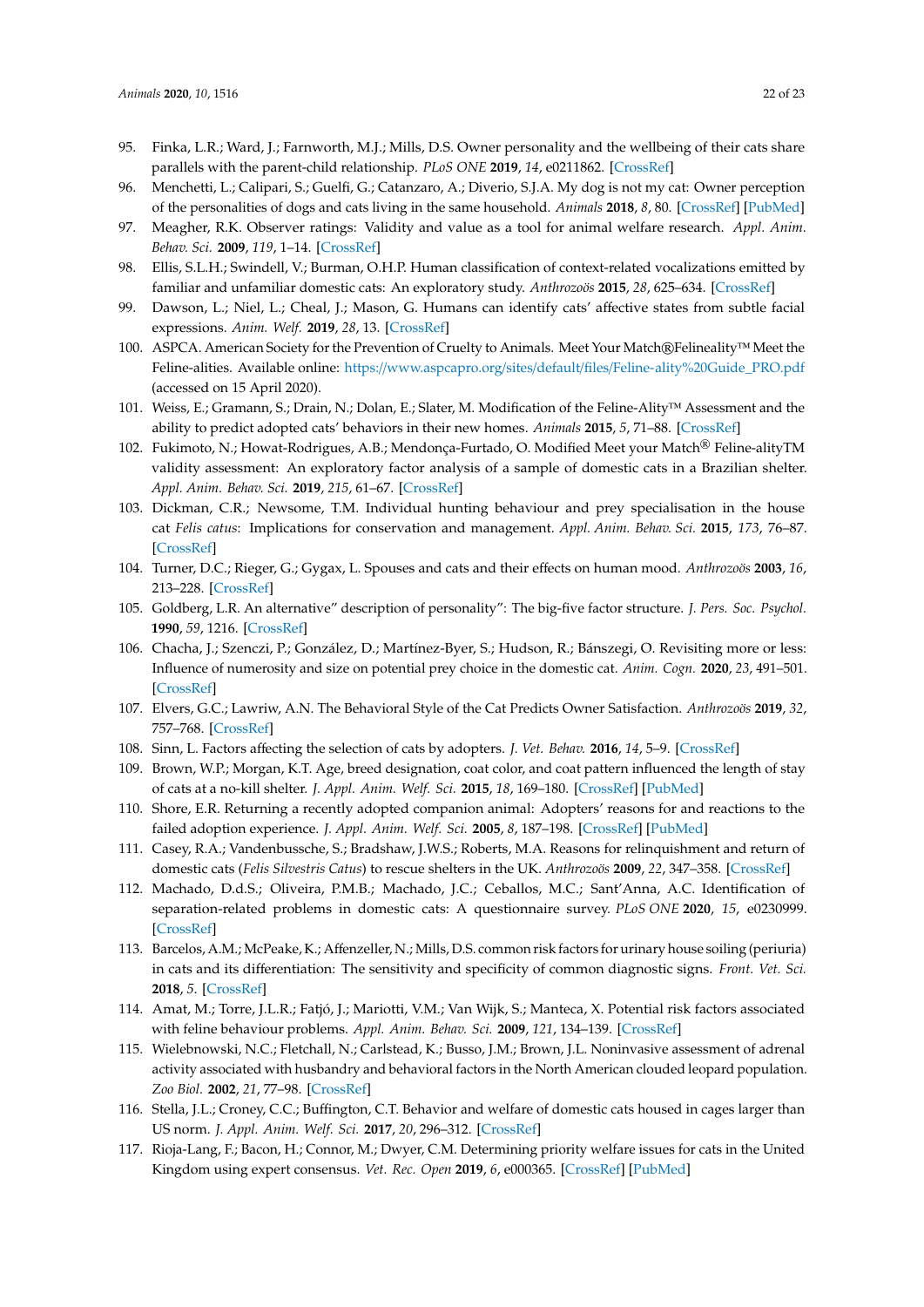95. Finka, L.R.; Ward, J.; Farnworth, M.J.; Mills, D.S. Owner personality and the wellbeing of their cats share parallels with the parent-child relationship. *PLoS ONE* **2019**, *14*, e0211862. [CrossRef]
96. Menchetti, L.; Calipari, S.; Guelfi, G.; Catanzaro, A.; Diverio, S.J.A. My dog is not my cat: Owner perception of the personalities of dogs and cats living in the same household. *Animals* **2018**, *8*, 80. [CrossRef] [PubMed]
97. Meagher, R.K. Observer ratings: Validity and value as a tool for animal welfare research. *Appl. Anim. Behav. Sci.* **2009**, *119*, 1–14. [CrossRef]
98. Ellis, S.L.H.; Swindell, V.; Burman, O.H.P. Human classification of context-related vocalizations emitted by familiar and unfamiliar domestic cats: An exploratory study. *Anthrozoös* **2015**, *28*, 625–634. [CrossRef]
99. Dawson, L.; Niel, L.; Cheal, J.; Mason, G. Humans can identify cats' affective states from subtle facial expressions. *Anim. Welf.* **2019**, *28*, 13. [CrossRef]
100. ASPCA. American Society for the Prevention of Cruelty to Animals. Meet Your Match®Felineality™ Meet the Feline-alities. Available online: https://www.aspcapro.org/sites/default/files/Feline-ality%20Guide_PRO.pdf (accessed on 15 April 2020).
101. Weiss, E.; Gramann, S.; Drain, N.; Dolan, E.; Slater, M. Modification of the Feline-Ality™ Assessment and the ability to predict adopted cats' behaviors in their new homes. *Animals* **2015**, *5*, 71–88. [CrossRef]
102. Fukimoto, N.; Howat-Rodrigues, A.B.; Mendonça-Furtado, O. Modified Meet your Match® Feline-alityTM validity assessment: An exploratory factor analysis of a sample of domestic cats in a Brazilian shelter. *Appl. Anim. Behav. Sci.* **2019**, *215*, 61–67. [CrossRef]
103. Dickman, C.R.; Newsome, T.M. Individual hunting behaviour and prey specialisation in the house cat *Felis catus*: Implications for conservation and management. *Appl. Anim. Behav. Sci.* **2015**, *173*, 76–87. [CrossRef]
104. Turner, D.C.; Rieger, G.; Gygax, L. Spouses and cats and their effects on human mood. *Anthrozoös* **2003**, *16*, 213–228. [CrossRef]
105. Goldberg, L.R. An alternative" description of personality": The big-five factor structure. *J. Pers. Soc. Psychol.* **1990**, *59*, 1216. [CrossRef]
106. Chacha, J.; Szenczi, P.; González, D.; Martínez-Byer, S.; Hudson, R.; Bánszegi, O. Revisiting more or less: Influence of numerosity and size on potential prey choice in the domestic cat. *Anim. Cogn.* **2020**, *23*, 491–501. [CrossRef]
107. Elvers, G.C.; Lawriw, A.N. The Behavioral Style of the Cat Predicts Owner Satisfaction. *Anthrozoös* **2019**, *32*, 757–768. [CrossRef]
108. Sinn, L. Factors affecting the selection of cats by adopters. *J. Vet. Behav.* **2016**, *14*, 5–9. [CrossRef]
109. Brown, W.P.; Morgan, K.T. Age, breed designation, coat color, and coat pattern influenced the length of stay of cats at a no-kill shelter. *J. Appl. Anim. Welf. Sci.* **2015**, *18*, 169–180. [CrossRef] [PubMed]
110. Shore, E.R. Returning a recently adopted companion animal: Adopters' reasons for and reactions to the failed adoption experience. *J. Appl. Anim. Welf. Sci.* **2005**, *8*, 187–198. [CrossRef] [PubMed]
111. Casey, R.A.; Vandenbussche, S.; Bradshaw, J.W.S.; Roberts, M.A. Reasons for relinquishment and return of domestic cats (*Felis Silvestris Catus*) to rescue shelters in the UK. *Anthrozoös* **2009**, *22*, 347–358. [CrossRef]
112. Machado, D.d.S.; Oliveira, P.M.B.; Machado, J.C.; Ceballos, M.C.; Sant'Anna, A.C. Identification of separation-related problems in domestic cats: A questionnaire survey. *PLoS ONE* **2020**, *15*, e0230999. [CrossRef]
113. Barcelos, A.M.; McPeake, K.; Affenzeller, N.; Mills, D.S. common risk factors for urinary house soiling (periuria) in cats and its differentiation: The sensitivity and specificity of common diagnostic signs. *Front. Vet. Sci.* **2018**, *5*. [CrossRef]
114. Amat, M.; Torre, J.L.R.; Fatjó, J.; Mariotti, V.M.; Van Wijk, S.; Manteca, X. Potential risk factors associated with feline behaviour problems. *Appl. Anim. Behav. Sci.* **2009**, *121*, 134–139. [CrossRef]
115. Wielebnowski, N.C.; Fletchall, N.; Carlstead, K.; Busso, J.M.; Brown, J.L. Noninvasive assessment of adrenal activity associated with husbandry and behavioral factors in the North American clouded leopard population. *Zoo Biol.* **2002**, *21*, 77–98. [CrossRef]
116. Stella, J.L.; Croney, C.C.; Buffington, C.T. Behavior and welfare of domestic cats housed in cages larger than US norm. *J. Appl. Anim. Welf. Sci.* **2017**, *20*, 296–312. [CrossRef]
117. Rioja-Lang, F.; Bacon, H.; Connor, M.; Dwyer, C.M. Determining priority welfare issues for cats in the United Kingdom using expert consensus. *Vet. Rec. Open* **2019**, *6*, e000365. [CrossRef] [PubMed]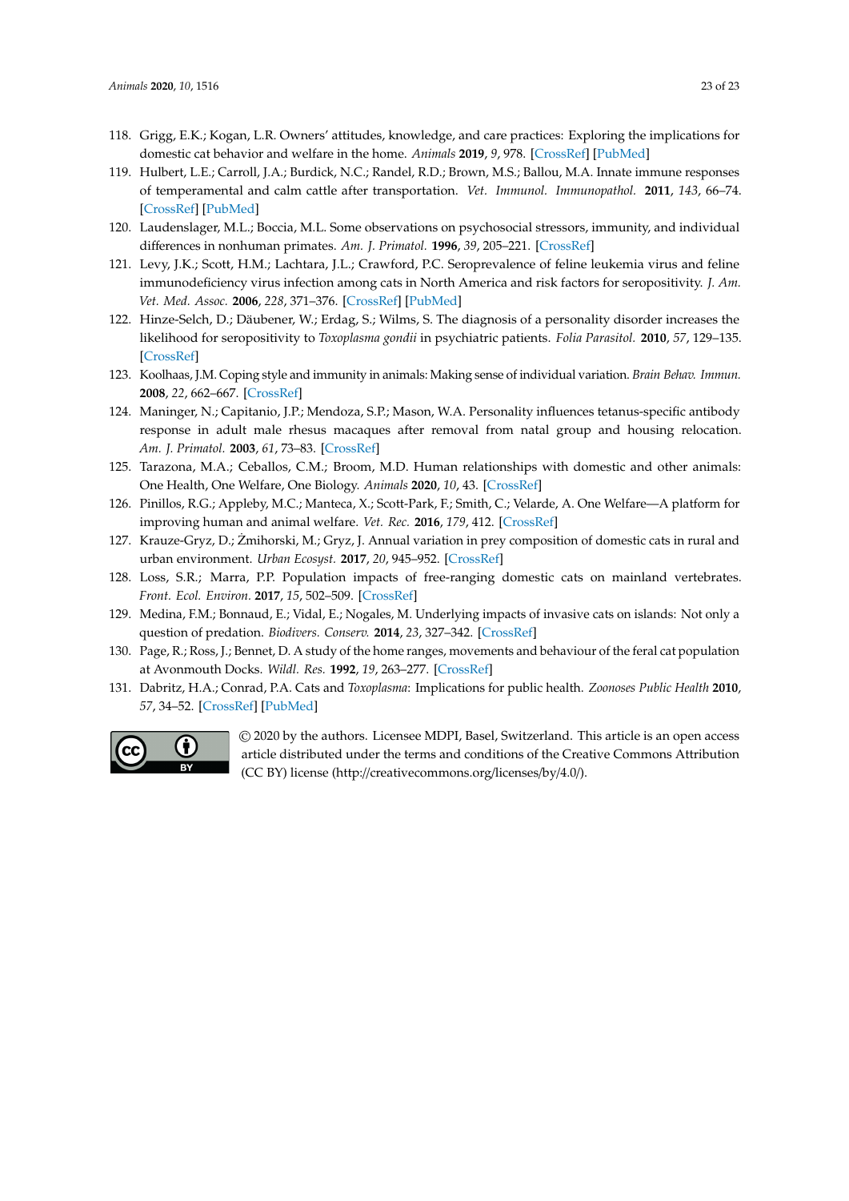118. Grigg, E.K.; Kogan, L.R. Owners' attitudes, knowledge, and care practices: Exploring the implications for domestic cat behavior and welfare in the home. *Animals* **2019**, *9*, 978. [CrossRef] [PubMed]
119. Hulbert, L.E.; Carroll, J.A.; Burdick, N.C.; Randel, R.D.; Brown, M.S.; Ballou, M.A. Innate immune responses of temperamental and calm cattle after transportation. *Vet. Immunol. Immunopathol.* **2011**, *143*, 66–74. [CrossRef] [PubMed]
120. Laudenslager, M.L.; Boccia, M.L. Some observations on psychosocial stressors, immunity, and individual differences in nonhuman primates. *Am. J. Primatol.* **1996**, *39*, 205–221. [CrossRef]
121. Levy, J.K.; Scott, H.M.; Lachtara, J.L.; Crawford, P.C. Seroprevalence of feline leukemia virus and feline immunodeficiency virus infection among cats in North America and risk factors for seropositivity. *J. Am. Vet. Med. Assoc.* **2006**, *228*, 371–376. [CrossRef] [PubMed]
122. Hinze-Selch, D.; Däubener, W.; Erdag, S.; Wilms, S. The diagnosis of a personality disorder increases the likelihood for seropositivity to *Toxoplasma gondii* in psychiatric patients. *Folia Parasitol.* **2010**, *57*, 129–135. [CrossRef]
123. Koolhaas, J.M. Coping style and immunity in animals: Making sense of individual variation. *Brain Behav. Immun.* **2008**, *22*, 662–667. [CrossRef]
124. Maninger, N.; Capitanio, J.P.; Mendoza, S.P.; Mason, W.A. Personality influences tetanus-specific antibody response in adult male rhesus macaques after removal from natal group and housing relocation. *Am. J. Primatol.* **2003**, *61*, 73–83. [CrossRef]
125. Tarazona, M.A.; Ceballos, C.M.; Broom, M.D. Human relationships with domestic and other animals: One Health, One Welfare, One Biology. *Animals* **2020**, *10*, 43. [CrossRef]
126. Pinillos, R.G.; Appleby, M.C.; Manteca, X.; Scott-Park, F.; Smith, C.; Velarde, A. One Welfare—A platform for improving human and animal welfare. *Vet. Rec.* **2016**, *179*, 412. [CrossRef]
127. Krauze-Gryz, D.; Żmihorski, M.; Gryz, J. Annual variation in prey composition of domestic cats in rural and urban environment. *Urban Ecosyst.* **2017**, *20*, 945–952. [CrossRef]
128. Loss, S.R.; Marra, P.P. Population impacts of free-ranging domestic cats on mainland vertebrates. *Front. Ecol. Environ.* **2017**, *15*, 502–509. [CrossRef]
129. Medina, F.M.; Bonnaud, E.; Vidal, E.; Nogales, M. Underlying impacts of invasive cats on islands: Not only a question of predation. *Biodivers. Conserv.* **2014**, *23*, 327–342. [CrossRef]
130. Page, R.; Ross, J.; Bennet, D. A study of the home ranges, movements and behaviour of the feral cat population at Avonmouth Docks. *Wildl. Res.* **1992**, *19*, 263–277. [CrossRef]
131. Dabritz, H.A.; Conrad, P.A. Cats and *Toxoplasma*: Implications for public health. *Zoonoses Public Health* **2010**, *57*, 34–52. [CrossRef] [PubMed]

© 2020 by the authors. Licensee MDPI, Basel, Switzerland. This article is an open access article distributed under the terms and conditions of the Creative Commons Attribution (CC BY) license (http://creativecommons.org/licenses/by/4.0/).